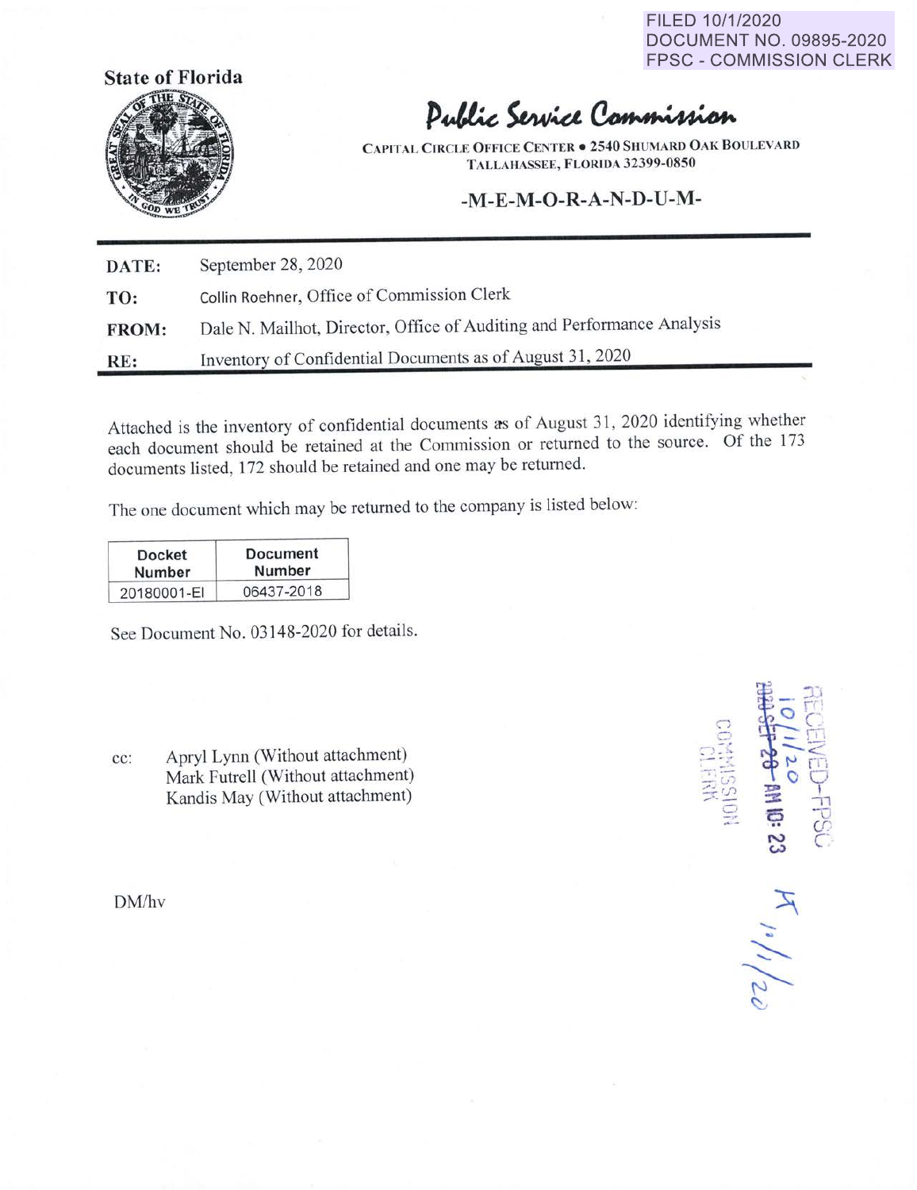FILED 10/1/2020
DOCUMENT NO. 09895-2020
FPSC - COMMISSION CLERK

**State of Florida**

# Public Service Commission

CAPITAL CIRCLE OFFICE CENTER • 2540 SHUMARD OAK BOULEVARD
TALLAHASSEE, FLORIDA 32399-0850

## -M-E-M-O-R-A-N-D-U-M-

**DATE:** September 28, 2020

**TO:** Collin Roehner, Office of Commission Clerk

**FROM:** Dale N. Mailhot, Director, Office of Auditing and Performance Analysis

**RE:** Inventory of Confidential Documents as of August 31, 2020

Attached is the inventory of confidential documents as of August 31, 2020 identifying whether each document should be retained at the Commission or returned to the source. Of the 173 documents listed, 172 should be retained and one may be returned.

The one document which may be returned to the company is listed below:

| Docket Number | Document Number |
|---|---|
| 20180001-EI | 06437-2018 |

See Document No. 03148-2020 for details.

cc: Apryl Lynn (Without attachment)
Mark Futrell (Without attachment)
Kandis May (Without attachment)

DM/hv

RECEIVED-FPSC
2020 SEP 28 AM 10: 23
10/1/20
COMMISSION CLERK

KT 10/1/20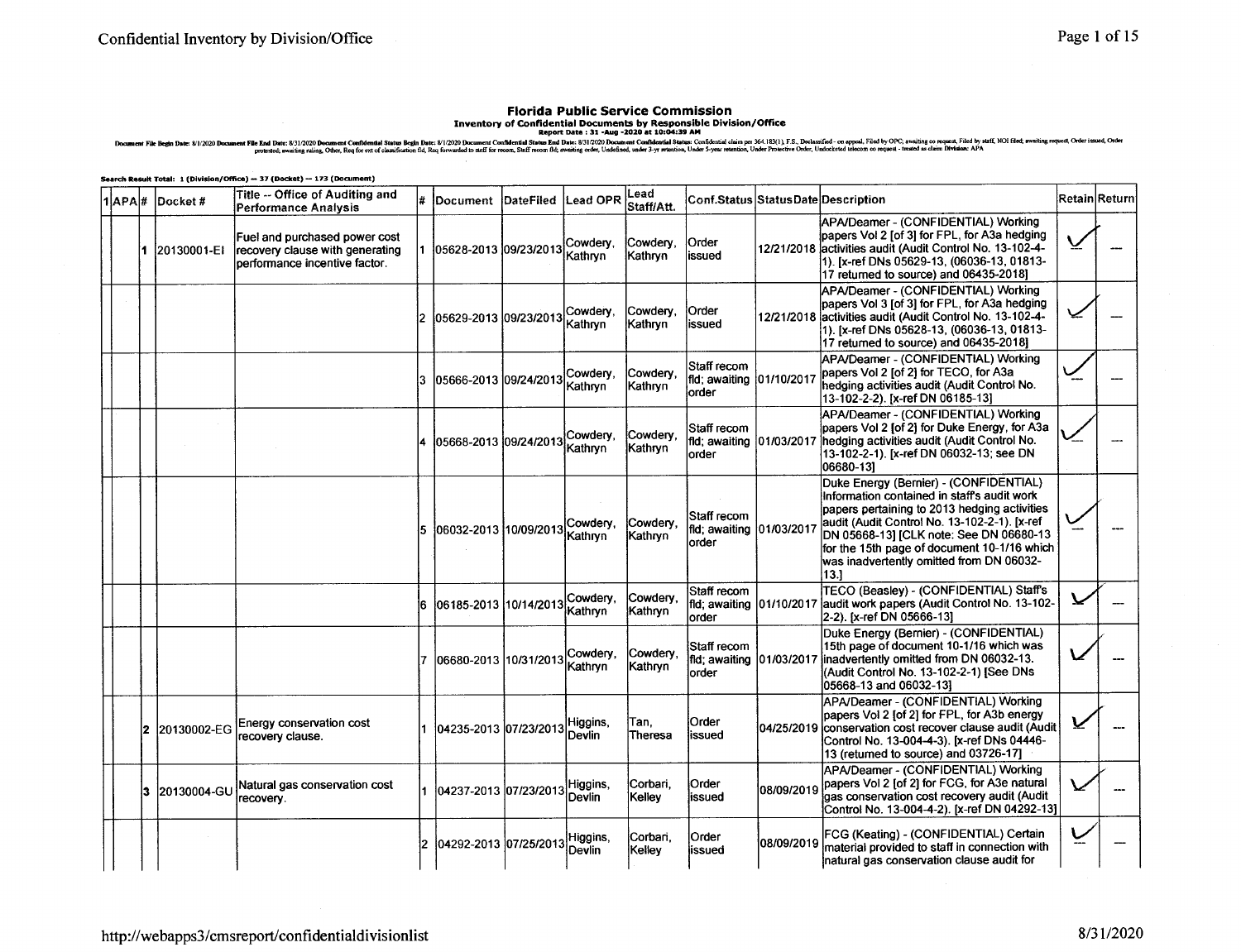**Florida Public Service Commission**

**Inventory of Confidential Documents by Responsible Division/Office**

**Report Date : 31 -Aug -2020 at 10:04:39 AM**

Document File Begin Date: 8/1/2020 Document File End Date: 8/31/2020 Document Confidential Status Begin Date: 8/1/2020 Document Confidential Status End Date: 8/31/2020 Document Confidential Status: Confidential claim per 364.183(1), F.S., Declassified - on appeal, Filed by OPC; awaiting co request, Filed by staff, NOI filed; awaiting request, Order issued, Order protested; awaiting ruling, Other, Req for ext of classification fld, Req forwarded to staff for recom, Staff recom fld; awaiting order, Undefined, under 3-yr retention, Under 5-year retention, Under Protective Order, Undocketed telecom co request - treated as claim Division: APA

**Search Result Total: 1 (Division/Office) -- 37 (Docket) -- 173 (Document)**

| 1 APA # | | Docket # | Title -- Office of Auditing and Performance Analysis | # | Document | DateFiled | Lead OPR | Lead Staff/Att. | Conf.Status | StatusDate | Description | Retain | Return |
|---|---|---|---|---|---|---|---|---|---|---|---|---|---|
| | 1 | 20130001-EI | Fuel and purchased power cost recovery clause with generating performance incentive factor. | 1 | 05628-2013 | 09/23/2013 | Cowdery, Kathryn | Cowdery, Kathryn | Order issued | 12/21/2018 | APA/Deamer - (CONFIDENTIAL) Working papers Vol 2 [of 3] for FPL, for A3a hedging activities audit (Audit Control No. 13-102-4-1). [x-ref DNs 05629-13, (06036-13, 01813-17 returned to source) and 06435-2018] | ✓ | --- |
| | | | | 2 | 05629-2013 | 09/23/2013 | Cowdery, Kathryn | Cowdery, Kathryn | Order issued | 12/21/2018 | APA/Deamer - (CONFIDENTIAL) Working papers Vol 3 [of 3] for FPL, for A3a hedging activities audit (Audit Control No. 13-102-4-1). [x-ref DNs 05628-13, (06036-13, 01813-17 returned to source) and 06435-2018] | ✓ | --- |
| | | | | 3 | 05666-2013 | 09/24/2013 | Cowdery, Kathryn | Cowdery, Kathryn | Staff recom fld; awaiting order | 01/10/2017 | APA/Deamer - (CONFIDENTIAL) Working papers Vol 2 [of 2] for TECO, for A3a hedging activities audit (Audit Control No. 13-102-2-2). [x-ref DN 06185-13] | ✓ | --- |
| | | | | 4 | 05668-2013 | 09/24/2013 | Cowdery, Kathryn | Cowdery, Kathryn | Staff recom fld; awaiting order | 01/03/2017 | APA/Deamer - (CONFIDENTIAL) Working papers Vol 2 [of 2] for Duke Energy, for A3a hedging activities audit (Audit Control No. 13-102-2-1). [x-ref DN 06032-13; see DN 06680-13] | ✓ | --- |
| | | | | 5 | 06032-2013 | 10/09/2013 | Cowdery, Kathryn | Cowdery, Kathryn | Staff recom fld; awaiting order | 01/03/2017 | Duke Energy (Bernier) - (CONFIDENTIAL) Information contained in staff's audit work papers pertaining to 2013 hedging activities audit (Audit Control No. 13-102-2-1). [x-ref DN 05668-13] [CLK note: See DN 06680-13 for the 15th page of document 10-1/16 which was inadvertently omitted from DN 06032-13.] | ✓ | --- |
| | | | | 6 | 06185-2013 | 10/14/2013 | Cowdery, Kathryn | Cowdery, Kathryn | Staff recom fld; awaiting order | 01/10/2017 | TECO (Beasley) - (CONFIDENTIAL) Staff's audit work papers (Audit Control No. 13-102-2-2). [x-ref DN 05666-13] | ✓ | --- |
| | | | | 7 | 06680-2013 | 10/31/2013 | Cowdery, Kathryn | Cowdery, Kathryn | Staff recom fld; awaiting order | 01/03/2017 | Duke Energy (Bernier) - (CONFIDENTIAL) 15th page of document 10-1/16 which was inadvertently omitted from DN 06032-13. (Audit Control No. 13-102-2-1) [See DNs 05668-13 and 06032-13] | ✓ | --- |
| | 2 | 20130002-EG | Energy conservation cost recovery clause. | 1 | 04235-2013 | 07/23/2013 | Higgins, Devlin | Tan, Theresa | Order issued | 04/25/2019 | APA/Deamer - (CONFIDENTIAL) Working papers Vol 2 [of 2] for FPL, for A3b energy conservation cost recover clause audit (Audit Control No. 13-004-4-3). [x-ref DNs 04446-13 (returned to source) and 03726-17] | ✓ | --- |
| | 3 | 20130004-GU | Natural gas conservation cost recovery. | 1 | 04237-2013 | 07/23/2013 | Higgins, Devlin | Corbari, Kelley | Order issued | 08/09/2019 | APA/Deamer - (CONFIDENTIAL) Working papers Vol 2 [of 2] for FCG, for A3e natural gas conservation cost recovery audit (Audit Control No. 13-004-4-2). [x-ref DN 04292-13] | ✓ | --- |
| | | | | 2 | 04292-2013 | 07/25/2013 | Higgins, Devlin | Corbari, Kelley | Order issued | 08/09/2019 | FCG (Keating) - (CONFIDENTIAL) Certain material provided to staff in connection with natural gas conservation clause audit for | ✓ | --- |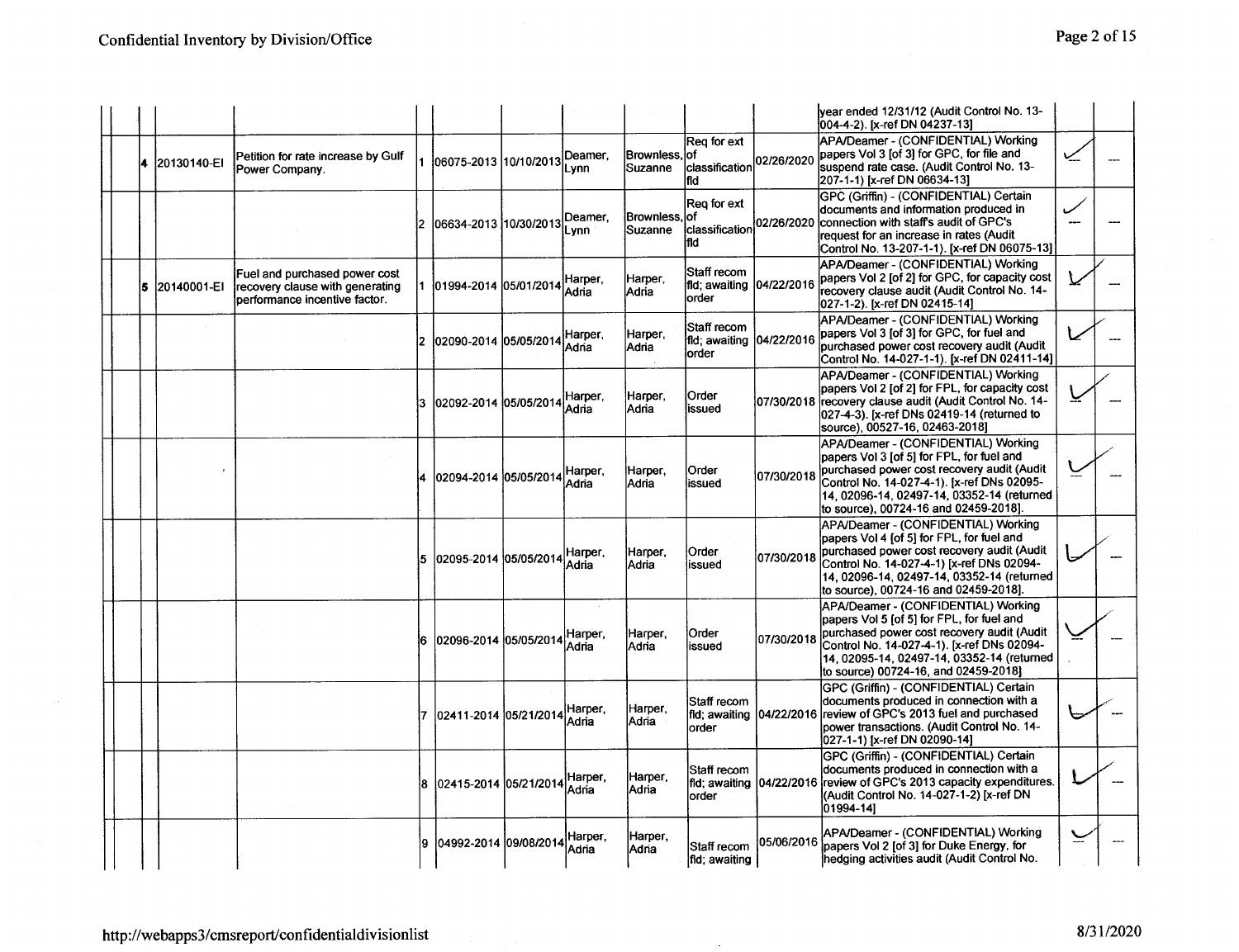| | | | | | | | | | | | | |
|---|---|---|---|---|---|---|---|---|---|---|---|---|
| | | | | | | | | | | year ended 12/31/12 (Audit Control No. 13-004-4-2). [x-ref DN 04237-13] | | |
| 4 | 20130140-EI | Petition for rate increase by Gulf Power Company. | 1 | 06075-2013 | 10/10/2013 | Deamer, Lynn | Brownless, Suzanne | Req for ext of classification fld | 02/26/2020 | APA/Deamer - (CONFIDENTIAL) Working papers Vol 3 [of 3] for GPC, for file and suspend rate case. (Audit Control No. 13-207-1-1) [x-ref DN 06634-13] | ✓ | --- |
| | | | 2 | 06634-2013 | 10/30/2013 | Deamer, Lynn | Brownless, Suzanne | Req for ext of classification fld | 02/26/2020 | GPC (Griffin) - (CONFIDENTIAL) Certain documents and information produced in connection with staff's audit of GPC's request for an increase in rates (Audit Control No. 13-207-1-1). [x-ref DN 06075-13] | ✓ | --- |
| 5 | 20140001-EI | Fuel and purchased power cost recovery clause with generating performance incentive factor. | 1 | 01994-2014 | 05/01/2014 | Harper, Adria | Harper, Adria | Staff recom fld; awaiting order | 04/22/2016 | APA/Deamer - (CONFIDENTIAL) Working papers Vol 2 [of 2] for GPC, for capacity cost recovery clause audit (Audit Control No. 14-027-1-2). [x-ref DN 02415-14] | ✓ | --- |
| | | | 2 | 02090-2014 | 05/05/2014 | Harper, Adria | Harper, Adria | Staff recom fld; awaiting order | 04/22/2016 | APA/Deamer - (CONFIDENTIAL) Working papers Vol 3 [of 3] for GPC, for fuel and purchased power cost recovery audit (Audit Control No. 14-027-1-1). [x-ref DN 02411-14] | ✓ | --- |
| | | | 3 | 02092-2014 | 05/05/2014 | Harper, Adria | Harper, Adria | Order issued | 07/30/2018 | APA/Deamer - (CONFIDENTIAL) Working papers Vol 2 [of 2] for FPL, for capacity cost recovery clause audit (Audit Control No. 14-027-4-3). [x-ref DNs 02419-14 (returned to source), 00527-16, 02463-2018] | ✓ | --- |
| | | | 4 | 02094-2014 | 05/05/2014 | Harper, Adria | Harper, Adria | Order issued | 07/30/2018 | APA/Deamer - (CONFIDENTIAL) Working papers Vol 3 [of 5] for FPL, for fuel and purchased power cost recovery audit (Audit Control No. 14-027-4-1). [x-ref DNs 02095-14, 02096-14, 02497-14, 03352-14 (returned to source), 00724-16 and 02459-2018]. | ✓ | --- |
| | | | 5 | 02095-2014 | 05/05/2014 | Harper, Adria | Harper, Adria | Order issued | 07/30/2018 | APA/Deamer - (CONFIDENTIAL) Working papers Vol 4 [of 5] for FPL, for fuel and purchased power cost recovery audit (Audit Control No. 14-027-4-1) [x-ref DNs 02094-14, 02096-14, 02497-14, 03352-14 (returned to source), 00724-16 and 02459-2018]. | ✓ | --- |
| | | | 6 | 02096-2014 | 05/05/2014 | Harper, Adria | Harper, Adria | Order issued | 07/30/2018 | APA/Deamer - (CONFIDENTIAL) Working papers Vol 5 [of 5] for FPL, for fuel and purchased power cost recovery audit (Audit Control No. 14-027-4-1). [x-ref DNs 02094-14, 02095-14, 02497-14, 03352-14 (returned to source) 00724-16, and 02459-2018] | ✓ | --- |
| | | | 7 | 02411-2014 | 05/21/2014 | Harper, Adria | Harper, Adria | Staff recom fld; awaiting order | 04/22/2016 | GPC (Griffin) - (CONFIDENTIAL) Certain documents produced in connection with a review of GPC's 2013 fuel and purchased power transactions. (Audit Control No. 14-027-1-1) [x-ref DN 02090-14] | ✓ | --- |
| | | | 8 | 02415-2014 | 05/21/2014 | Harper, Adria | Harper, Adria | Staff recom fld; awaiting order | 04/22/2016 | GPC (Griffin) - (CONFIDENTIAL) Certain documents produced in connection with a review of GPC's 2013 capacity expenditures. (Audit Control No. 14-027-1-2) [x-ref DN 01994-14] | ✓ | --- |
| | | | 9 | 04992-2014 | 09/08/2014 | Harper, Adria | Harper, Adria | Staff recom fld; awaiting | 05/06/2016 | APA/Deamer - (CONFIDENTIAL) Working papers Vol 2 [of 3] for Duke Energy, for hedging activities audit (Audit Control No. | ✓ | --- |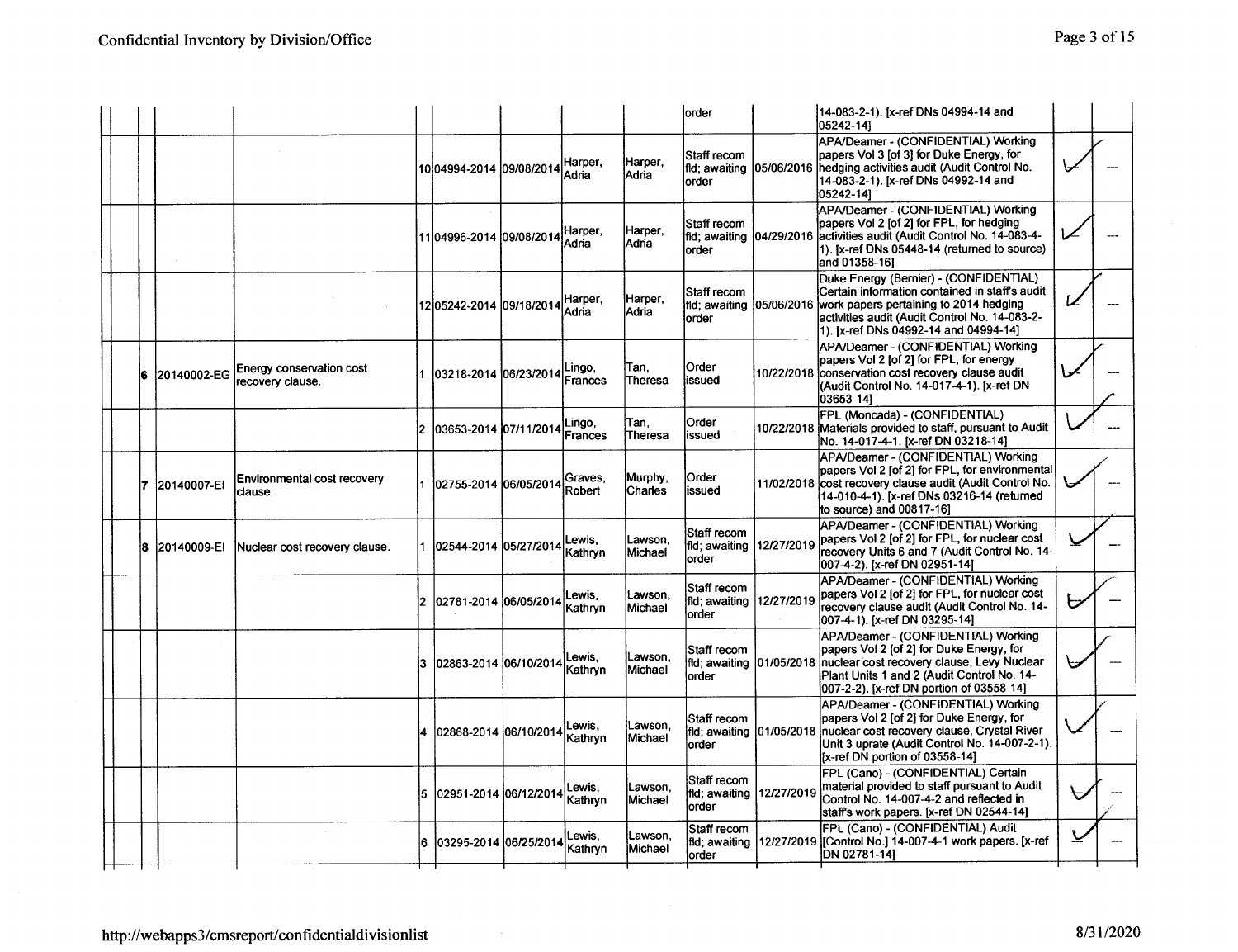| | | | | | | | | | | | | | |
|---|---|---|---|---|---|---|---|---|---|---|---|---|---|
| | | | | | | | | | order | | 14-083-2-1). [x-ref DNs 04994-14 and 05242-14] | | |
| | | | | 10 | 04994-2014 | 09/08/2014 | Harper, Adria | Harper, Adria | Staff recom fld; awaiting order | 05/06/2016 | APA/Deamer - (CONFIDENTIAL) Working papers Vol 3 [of 3] for Duke Energy, for hedging activities audit (Audit Control No. 14-083-2-1). [x-ref DNs 04992-14 and 05242-14] | ✓ | --- |
| | | | | 11 | 04996-2014 | 09/08/2014 | Harper, Adria | Harper, Adria | Staff recom fld; awaiting order | 04/29/2016 | APA/Deamer - (CONFIDENTIAL) Working papers Vol 2 [of 2] for FPL, for hedging activities audit (Audit Control No. 14-083-4-1). [x-ref DNs 05448-14 (returned to source) and 01358-16] | ✓ | --- |
| | | | | 12 | 05242-2014 | 09/18/2014 | Harper, Adria | Harper, Adria | Staff recom fld; awaiting order | 05/06/2016 | Duke Energy (Bernier) - (CONFIDENTIAL) Certain information contained in staff's audit work papers pertaining to 2014 hedging activities audit (Audit Control No. 14-083-2-1). [x-ref DNs 04992-14 and 04994-14] | ✓ | --- |
| | 6 | 20140002-EG | Energy conservation cost recovery clause. | 1 | 03218-2014 | 06/23/2014 | Lingo, Frances | Tan, Theresa | Order issued | 10/22/2018 | APA/Deamer - (CONFIDENTIAL) Working papers Vol 2 [of 2] for FPL, for energy conservation cost recovery clause audit (Audit Control No. 14-017-4-1). [x-ref DN 03653-14] | ✓ | --- |
| | | | | 2 | 03653-2014 | 07/11/2014 | Lingo, Frances | Tan, Theresa | Order issued | 10/22/2018 | FPL (Moncada) - (CONFIDENTIAL) Materials provided to staff, pursuant to Audit No. 14-017-4-1. [x-ref DN 03218-14] | ✓ | --- |
| | 7 | 20140007-EI | Environmental cost recovery clause. | 1 | 02755-2014 | 06/05/2014 | Graves, Robert | Murphy, Charles | Order issued | 11/02/2018 | APA/Deamer - (CONFIDENTIAL) Working papers Vol 2 [of 2] for FPL, for environmental cost recovery clause audit (Audit Control No. 14-010-4-1). [x-ref DNs 03216-14 (returned to source) and 00817-16] | ✓ | --- |
| | 8 | 20140009-EI | Nuclear cost recovery clause. | 1 | 02544-2014 | 05/27/2014 | Lewis, Kathryn | Lawson, Michael | Staff recom fld; awaiting order | 12/27/2019 | APA/Deamer - (CONFIDENTIAL) Working papers Vol 2 [of 2] for FPL, for nuclear cost recovery Units 6 and 7 (Audit Control No. 14-007-4-2). [x-ref DN 02951-14] | ✓ | --- |
| | | | | 2 | 02781-2014 | 06/05/2014 | Lewis, Kathryn | Lawson, Michael | Staff recom fld; awaiting order | 12/27/2019 | APA/Deamer - (CONFIDENTIAL) Working papers Vol 2 [of 2] for FPL, for nuclear cost recovery clause audit (Audit Control No. 14-007-4-1). [x-ref DN 03295-14] | ✓ | --- |
| | | | | 3 | 02863-2014 | 06/10/2014 | Lewis, Kathryn | Lawson, Michael | Staff recom fld; awaiting order | 01/05/2018 | APA/Deamer - (CONFIDENTIAL) Working papers Vol 2 [of 2] for Duke Energy, for nuclear cost recovery clause, Levy Nuclear Plant Units 1 and 2 (Audit Control No. 14-007-2-2). [x-ref DN portion of 03558-14] | ✓ | --- |
| | | | | 4 | 02868-2014 | 06/10/2014 | Lewis, Kathryn | Lawson, Michael | Staff recom fld; awaiting order | 01/05/2018 | APA/Deamer - (CONFIDENTIAL) Working papers Vol 2 [of 2] for Duke Energy, for nuclear cost recovery clause, Crystal River Unit 3 uprate (Audit Control No. 14-007-2-1). [x-ref DN portion of 03558-14] | ✓ | --- |
| | | | | 5 | 02951-2014 | 06/12/2014 | Lewis, Kathryn | Lawson, Michael | Staff recom fld; awaiting order | 12/27/2019 | FPL (Cano) - (CONFIDENTIAL) Certain material provided to staff pursuant to Audit Control No. 14-007-4-2 and reflected in staff's work papers. [x-ref DN 02544-14] | ✓ | --- |
| | | | | 6 | 03295-2014 | 06/25/2014 | Lewis, Kathryn | Lawson, Michael | Staff recom fld; awaiting order | 12/27/2019 | FPL (Cano) - (CONFIDENTIAL) Audit [Control No.] 14-007-4-1 work papers. [x-ref DN 02781-14] | ✓ | --- |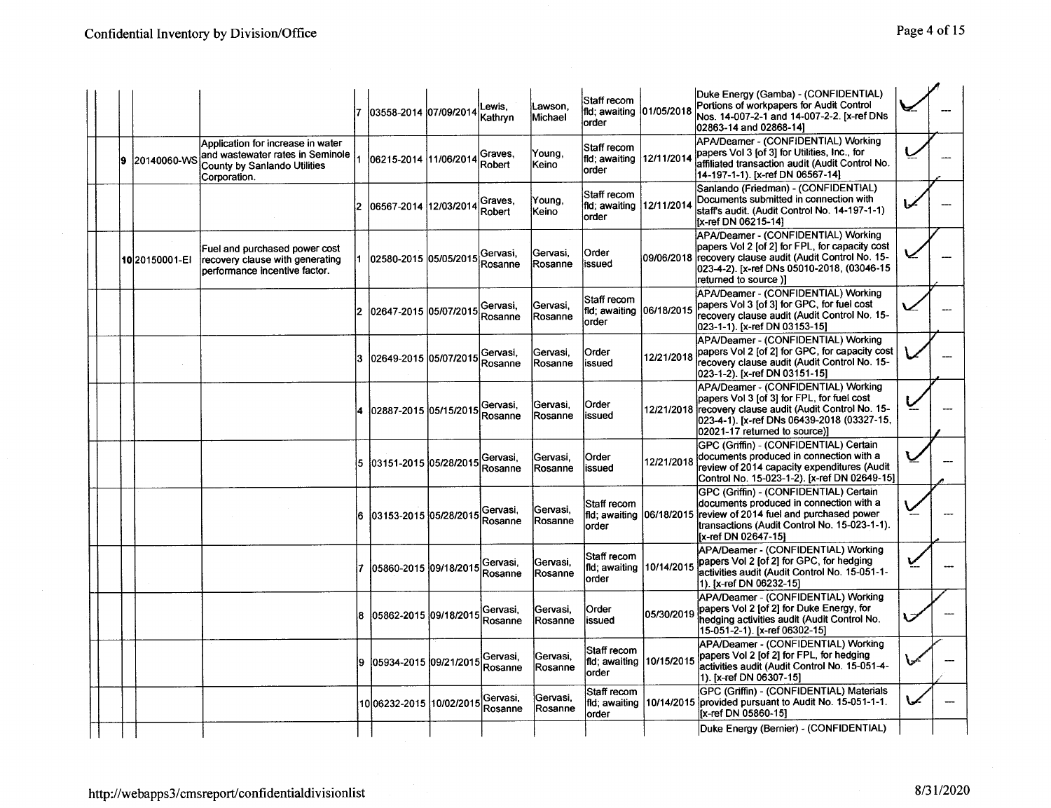| | | | | | | | | | | | | |
|---|---|---|---|---|---|---|---|---|---|---|---|---|
| | | | 7 | 03558-2014 | 07/09/2014 | Lewis, Kathryn | Lawson, Michael | Staff recom fld; awaiting order | 01/05/2018 | Duke Energy (Gamba) - (CONFIDENTIAL) Portions of workpapers for Audit Control Nos. 14-007-2-1 and 14-007-2-2. [x-ref DNs 02863-14 and 02868-14] | ✓ | --- |
| 9 | 20140060-WS | Application for increase in water and wastewater rates in Seminole County by Sanlando Utilities Corporation. | 1 | 06215-2014 | 11/06/2014 | Graves, Robert | Young, Keino | Staff recom fld; awaiting order | 12/11/2014 | APA/Deamer - (CONFIDENTIAL) Working papers Vol 3 [of 3] for Utilities, Inc., for affiliated transaction audit (Audit Control No. 14-197-1-1). [x-ref DN 06567-14] | ✓ | --- |
| | | | 2 | 06567-2014 | 12/03/2014 | Graves, Robert | Young, Keino | Staff recom fld; awaiting order | 12/11/2014 | Sanlando (Friedman) - (CONFIDENTIAL) Documents submitted in connection with staff's audit. (Audit Control No. 14-197-1-1) [x-ref DN 06215-14] | ✓ | --- |
| 10 | 20150001-EI | Fuel and purchased power cost recovery clause with generating performance incentive factor. | 1 | 02580-2015 | 05/05/2015 | Gervasi, Rosanne | Gervasi, Rosanne | Order issued | 09/06/2018 | APA/Deamer - (CONFIDENTIAL) Working papers Vol 2 [of 2] for FPL, for capacity cost recovery clause audit (Audit Control No. 15-023-4-2). [x-ref DNs 05010-2018, (03046-15 returned to source )] | ✓ | --- |
| | | | 2 | 02647-2015 | 05/07/2015 | Gervasi, Rosanne | Gervasi, Rosanne | Staff recom fld; awaiting order | 06/18/2015 | APA/Deamer - (CONFIDENTIAL) Working papers Vol 3 [of 3] for GPC, for fuel cost recovery clause audit (Audit Control No. 15-023-1-1). [x-ref DN 03153-15] | ✓ | --- |
| | | | 3 | 02649-2015 | 05/07/2015 | Gervasi, Rosanne | Gervasi, Rosanne | Order issued | 12/21/2018 | APA/Deamer - (CONFIDENTIAL) Working papers Vol 2 [of 2] for GPC, for capacity cost recovery clause audit (Audit Control No. 15-023-1-2). [x-ref DN 03151-15] | ✓ | --- |
| | | | 4 | 02887-2015 | 05/15/2015 | Gervasi, Rosanne | Gervasi, Rosanne | Order issued | 12/21/2018 | APA/Deamer - (CONFIDENTIAL) Working papers Vol 3 [of 3] for FPL, for fuel cost recovery clause audit (Audit Control No. 15-023-4-1). [x-ref DNs 06439-2018 (03327-15, 02021-17 returned to source)] | ✓ | --- |
| | | | 5 | 03151-2015 | 05/28/2015 | Gervasi, Rosanne | Gervasi, Rosanne | Order issued | 12/21/2018 | GPC (Griffin) - (CONFIDENTIAL) Certain documents produced in connection with a review of 2014 capacity expenditures (Audit Control No. 15-023-1-2). [x-ref DN 02649-15] | ✓ | --- |
| | | | 6 | 03153-2015 | 05/28/2015 | Gervasi, Rosanne | Gervasi, Rosanne | Staff recom fld; awaiting order | 06/18/2015 | GPC (Griffin) - (CONFIDENTIAL) Certain documents produced in connection with a review of 2014 fuel and purchased power transactions (Audit Control No. 15-023-1-1). [x-ref DN 02647-15] | ✓ | --- |
| | | | 7 | 05860-2015 | 09/18/2015 | Gervasi, Rosanne | Gervasi, Rosanne | Staff recom fld; awaiting order | 10/14/2015 | APA/Deamer - (CONFIDENTIAL) Working papers Vol 2 [of 2] for GPC, for hedging activities audit (Audit Control No. 15-051-1-1). [x-ref DN 06232-15] | ✓ | --- |
| | | | 8 | 05862-2015 | 09/18/2015 | Gervasi, Rosanne | Gervasi, Rosanne | Order issued | 05/30/2019 | APA/Deamer - (CONFIDENTIAL) Working papers Vol 2 [of 2] for Duke Energy, for hedging activities audit (Audit Control No. 15-051-2-1). [x-ref 06302-15] | ✓ | --- |
| | | | 9 | 05934-2015 | 09/21/2015 | Gervasi, Rosanne | Gervasi, Rosanne | Staff recom fld; awaiting order | 10/15/2015 | APA/Deamer - (CONFIDENTIAL) Working papers Vol 2 [of 2] for FPL, for hedging activities audit (Audit Control No. 15-051-4-1). [x-ref DN 06307-15] | ✓ | --- |
| | | | 10 | 06232-2015 | 10/02/2015 | Gervasi, Rosanne | Gervasi, Rosanne | Staff recom fld; awaiting order | 10/14/2015 | GPC (Griffin) - (CONFIDENTIAL) Materials provided pursuant to Audit No. 15-051-1-1. [x-ref DN 05860-15] | ✓ | --- |
| | | | | | | | | | | Duke Energy (Bernier) - (CONFIDENTIAL) | | |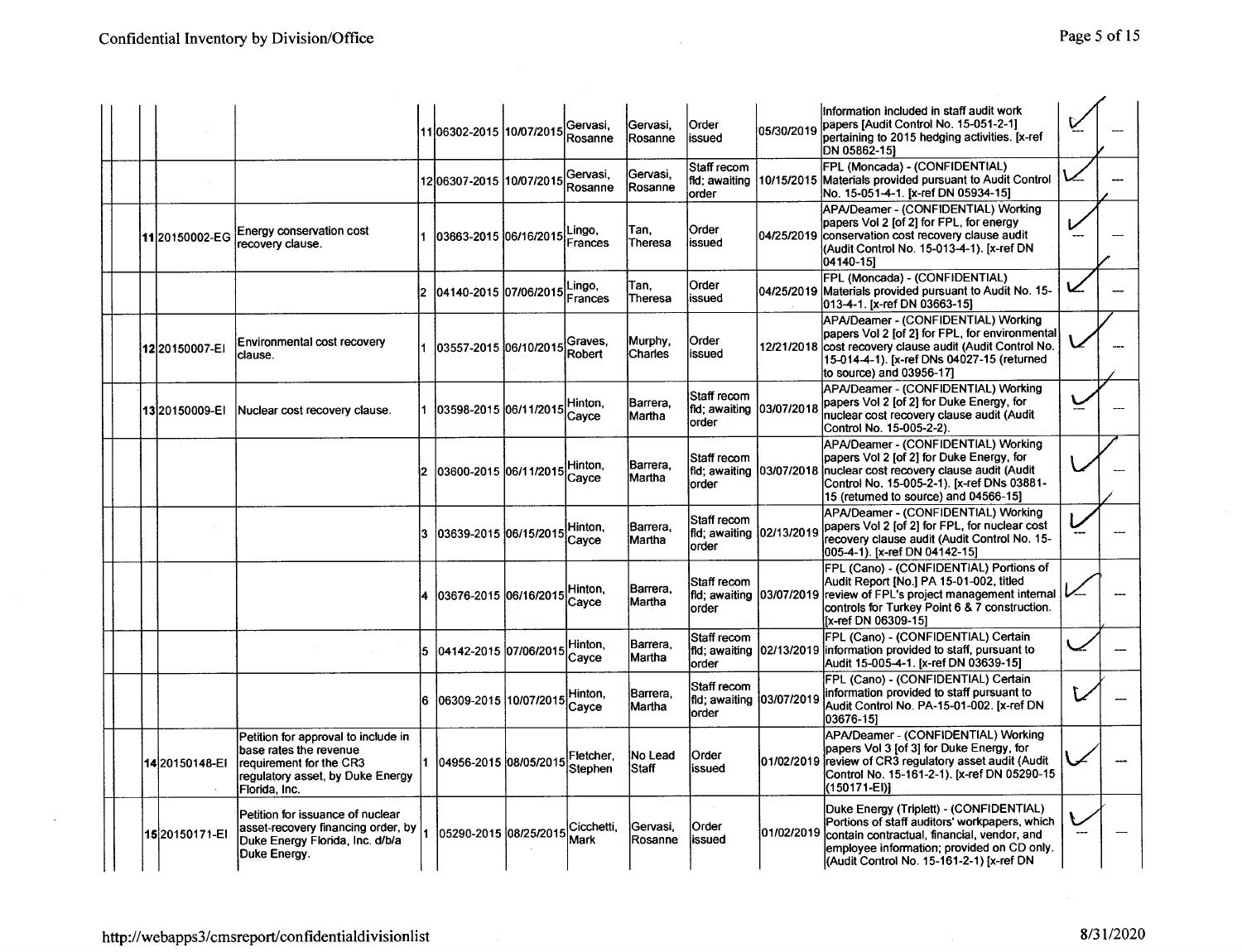| | | | | | | | | | | | | |
|---|---|---|---|---|---|---|---|---|---|---|---|---|
| | | | 11 | 06302-2015 | 10/07/2015 | Gervasi, Rosanne | Gervasi, Rosanne | Order issued | 05/30/2019 | Information included in staff audit work papers [Audit Control No. 15-051-2-1] pertaining to 2015 hedging activities. [x-ref DN 05862-15] | ✓ --- | --- |
| | | | 12 | 06307-2015 | 10/07/2015 | Gervasi, Rosanne | Gervasi, Rosanne | Staff recom fld; awaiting order | 10/15/2015 | FPL (Moncada) - (CONFIDENTIAL) Materials provided pursuant to Audit Control No. 15-051-4-1. [x-ref DN 05934-15] | ✓ | --- |
| 11 | 20150002-EG | Energy conservation cost recovery clause. | 1 | 03663-2015 | 06/16/2015 | Lingo, Frances | Tan, Theresa | Order issued | 04/25/2019 | APA/Deamer - (CONFIDENTIAL) Working papers Vol 2 [of 2] for FPL, for energy conservation cost recovery clause audit (Audit Control No. 15-013-4-1). [x-ref DN 04140-15] | ✓ --- | --- |
| | | | 2 | 04140-2015 | 07/06/2015 | Lingo, Frances | Tan, Theresa | Order issued | 04/25/2019 | FPL (Moncada) - (CONFIDENTIAL) Materials provided pursuant to Audit No. 15-013-4-1. [x-ref DN 03663-15] | ✓ | --- |
| 12 | 20150007-EI | Environmental cost recovery clause. | 1 | 03557-2015 | 06/10/2015 | Graves, Robert | Murphy, Charles | Order issued | 12/21/2018 | APA/Deamer - (CONFIDENTIAL) Working papers Vol 2 [of 2] for FPL, for environmental cost recovery clause audit (Audit Control No. 15-014-4-1). [x-ref DNs 04027-15 (returned to source) and 03956-17] | ✓ | --- |
| 13 | 20150009-EI | Nuclear cost recovery clause. | 1 | 03598-2015 | 06/11/2015 | Hinton, Cayce | Barrera, Martha | Staff recom fld; awaiting order | 03/07/2018 | APA/Deamer - (CONFIDENTIAL) Working papers Vol 2 [of 2] for Duke Energy, for nuclear cost recovery clause audit (Audit Control No. 15-005-2-2). | ✓ --- | --- |
| | | | 2 | 03600-2015 | 06/11/2015 | Hinton, Cayce | Barrera, Martha | Staff recom fld; awaiting order | 03/07/2018 | APA/Deamer - (CONFIDENTIAL) Working papers Vol 2 [of 2] for Duke Energy, for nuclear cost recovery clause audit (Audit Control No. 15-005-2-1). [x-ref DNs 03881-15 (returned to source) and 04566-15] | ✓ | --- |
| | | | 3 | 03639-2015 | 06/15/2015 | Hinton, Cayce | Barrera, Martha | Staff recom fld; awaiting order | 02/13/2019 | APA/Deamer - (CONFIDENTIAL) Working papers Vol 2 [of 2] for FPL, for nuclear cost recovery clause audit (Audit Control No. 15-005-4-1). [x-ref DN 04142-15] | ✓ --- | --- |
| | | | 4 | 03676-2015 | 06/16/2015 | Hinton, Cayce | Barrera, Martha | Staff recom fld; awaiting order | 03/07/2019 | FPL (Cano) - (CONFIDENTIAL) Portions of Audit Report [No.] PA 15-01-002, titled review of FPL's project management internal controls for Turkey Point 6 & 7 construction. [x-ref DN 06309-15] | ✓ --- | --- |
| | | | 5 | 04142-2015 | 07/06/2015 | Hinton, Cayce | Barrera, Martha | Staff recom fld; awaiting order | 02/13/2019 | FPL (Cano) - (CONFIDENTIAL) Certain information provided to staff, pursuant to Audit 15-005-4-1. [x-ref DN 03639-15] | ✓ | --- |
| | | | 6 | 06309-2015 | 10/07/2015 | Hinton, Cayce | Barrera, Martha | Staff recom fld; awaiting order | 03/07/2019 | FPL (Cano) - (CONFIDENTIAL) Certain information provided to staff pursuant to Audit Control No. PA-15-01-002. [x-ref DN 03676-15] | ✓ | --- |
| 14 | 20150148-EI | Petition for approval to include in base rates the revenue requirement for the CR3 regulatory asset, by Duke Energy Florida, Inc. | 1 | 04956-2015 | 08/05/2015 | Fletcher, Stephen | No Lead Staff | Order issued | 01/02/2019 | APA/Deamer - (CONFIDENTIAL) Working papers Vol 3 [of 3] for Duke Energy, for review of CR3 regulatory asset audit (Audit Control No. 15-161-2-1). [x-ref DN 05290-15 (150171-EI)] | ✓ | --- |
| 15 | 20150171-EI | Petition for issuance of nuclear asset-recovery financing order, by Duke Energy Florida, Inc. d/b/a Duke Energy. | 1 | 05290-2015 | 08/25/2015 | Cicchetti, Mark | Gervasi, Rosanne | Order issued | 01/02/2019 | Duke Energy (Triplett) - (CONFIDENTIAL) Portions of staff auditors' workpapers, which contain contractual, financial, vendor, and employee information; provided on CD only. (Audit Control No. 15-161-2-1) [x-ref DN | ✓ --- | --- |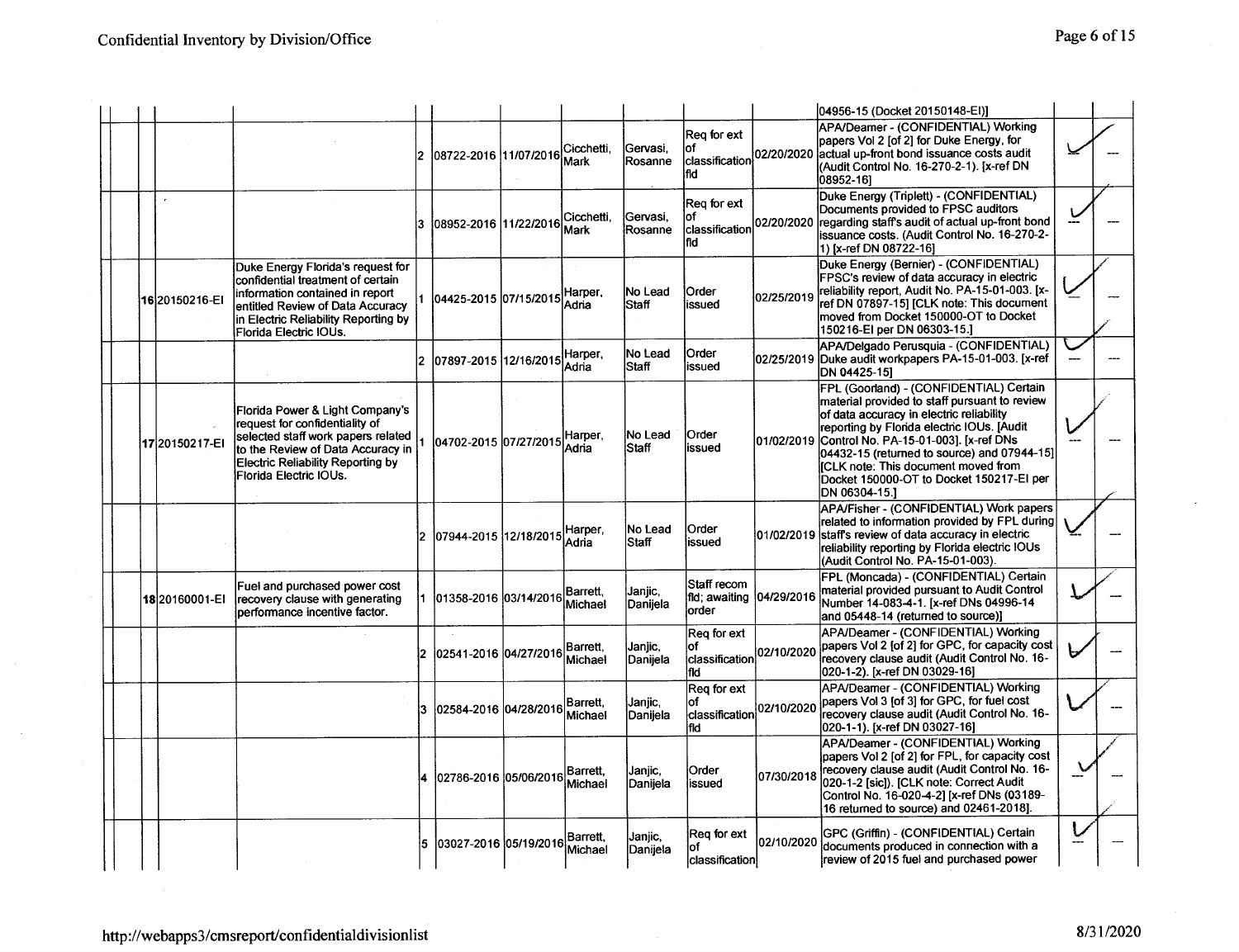| | | | | | | | | | | | |
|---|---|---|---|---|---|---|---|---|---|---|---|
| | | | | | | | | | 04956-15 (Docket 20150148-EI)] | | |
| | | | 2 | 08722-2016 | 11/07/2016 | Cicchetti, Mark | Gervasi, Rosanne | Req for ext of classification fld | 02/20/2020 | APA/Deamer - (CONFIDENTIAL) Working papers Vol 2 [of 2] for Duke Energy, for actual up-front bond issuance costs audit (Audit Control No. 16-270-2-1). [x-ref DN 08952-16] | ✓ | --- |
| | | | 3 | 08952-2016 | 11/22/2016 | Cicchetti, Mark | Gervasi, Rosanne | Req for ext of classification fld | 02/20/2020 | Duke Energy (Triplett) - (CONFIDENTIAL) Documents provided to FPSC auditors regarding staff's audit of actual up-front bond issuance costs. (Audit Control No. 16-270-2-1) [x-ref DN 08722-16] | ✓ | --- |
| 16 | 20150216-EI | Duke Energy Florida's request for confidential treatment of certain information contained in report entitled Review of Data Accuracy in Electric Reliability Reporting by Florida Electric IOUs. | 1 | 04425-2015 | 07/15/2015 | Harper, Adria | No Lead Staff | Order issued | 02/25/2019 | Duke Energy (Bernier) - (CONFIDENTIAL) FPSC's review of data accuracy in electric reliability report, Audit No. PA-15-01-003. [x-ref DN 07897-15] [CLK note: This document moved from Docket 150000-OT to Docket 150216-EI per DN 06303-15.] | ✓ | --- |
| | | | 2 | 07897-2015 | 12/16/2015 | Harper, Adria | No Lead Staff | Order issued | 02/25/2019 | APA/Delgado Perusquia - (CONFIDENTIAL) Duke audit workpapers PA-15-01-003. [x-ref DN 04425-15] | ✓ | --- |
| 17 | 20150217-EI | Florida Power & Light Company's request for confidentiality of selected staff work papers related to the Review of Data Accuracy in Electric Reliability Reporting by Florida Electric IOUs. | 1 | 04702-2015 | 07/27/2015 | Harper, Adria | No Lead Staff | Order issued | 01/02/2019 | FPL (Goorland) - (CONFIDENTIAL) Certain material provided to staff pursuant to review of data accuracy in electric reliability reporting by Florida electric IOUs. [Audit Control No. PA-15-01-003]. [x-ref DNs 04432-15 (returned to source) and 07944-15] [CLK note: This document moved from Docket 150000-OT to Docket 150217-EI per DN 06304-15.] | ✓ | --- |
| | | | 2 | 07944-2015 | 12/18/2015 | Harper, Adria | No Lead Staff | Order issued | 01/02/2019 | APA/Fisher - (CONFIDENTIAL) Work papers related to information provided by FPL during staff's review of data accuracy in electric reliability reporting by Florida electric IOUs (Audit Control No. PA-15-01-003). | ✓ | --- |
| 18 | 20160001-EI | Fuel and purchased power cost recovery clause with generating performance incentive factor. | 1 | 01358-2016 | 03/14/2016 | Barrett, Michael | Janjic, Danijela | Staff recom fld; awaiting order | 04/29/2016 | FPL (Moncada) - (CONFIDENTIAL) Certain material provided pursuant to Audit Control Number 14-083-4-1. [x-ref DNs 04996-14 and 05448-14 (returned to source)] | ✓ | --- |
| | | | 2 | 02541-2016 | 04/27/2016 | Barrett, Michael | Janjic, Danijela | Req for ext of classification fld | 02/10/2020 | APA/Deamer - (CONFIDENTIAL) Working papers Vol 2 [of 2] for GPC, for capacity cost recovery clause audit (Audit Control No. 16-020-1-2). [x-ref DN 03029-16] | ✓ | --- |
| | | | 3 | 02584-2016 | 04/28/2016 | Barrett, Michael | Janjic, Danijela | Req for ext of classification fld | 02/10/2020 | APA/Deamer - (CONFIDENTIAL) Working papers Vol 3 [of 3] for GPC, for fuel cost recovery clause audit (Audit Control No. 16-020-1-1). [x-ref DN 03027-16] | ✓ | --- |
| | | | 4 | 02786-2016 | 05/06/2016 | Barrett, Michael | Janjic, Danijela | Order issued | 07/30/2018 | APA/Deamer - (CONFIDENTIAL) Working papers Vol 2 [of 2] for FPL, for capacity cost recovery clause audit (Audit Control No. 16-020-1-2 [sic]). [CLK note: Correct Audit Control No. 16-020-4-2] [x-ref DNs (03189-16 returned to source) and 02461-2018]. | ✓ | --- |
| | | | 5 | 03027-2016 | 05/19/2016 | Barrett, Michael | Janjic, Danijela | Req for ext of classification | 02/10/2020 | GPC (Griffin) - (CONFIDENTIAL) Certain documents produced in connection with a review of 2015 fuel and purchased power | ✓ | --- |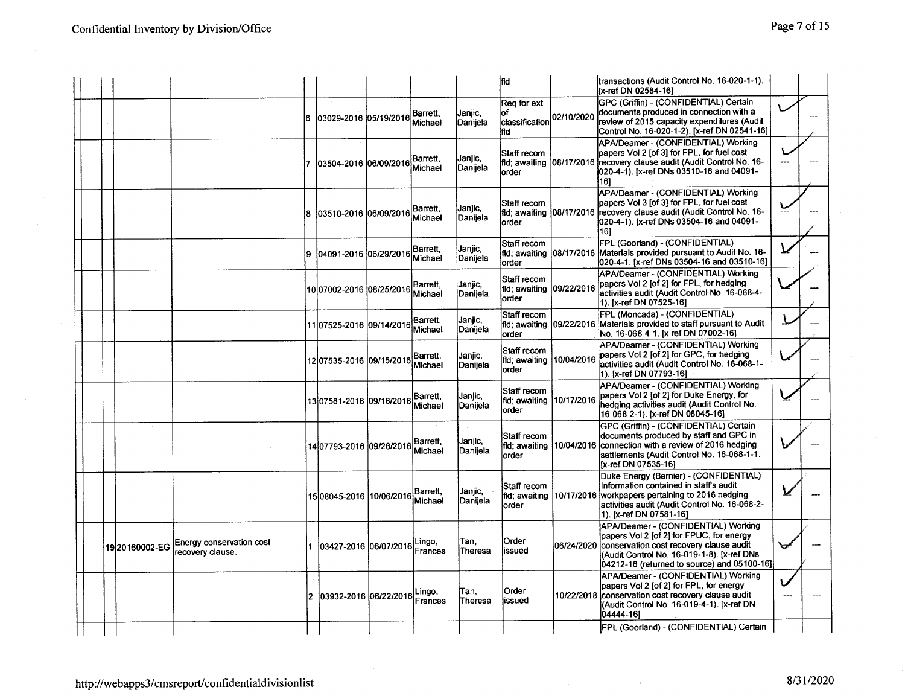Confidential Inventory by Division/Office

| | | | | | | | | | | | | |
|---|---|---|---|---|---|---|---|---|---|---|---|---|
| | | | | | | | | fld | | transactions (Audit Control No. 16-020-1-1). [x-ref DN 02584-16] | | |
| | | | 6 | 03029-2016 | 05/19/2016 | Barrett, Michael | Janjic, Danijela | Req for ext of classification fld | 02/10/2020 | GPC (Griffin) - (CONFIDENTIAL) Certain documents produced in connection with a review of 2015 capacity expenditures (Audit Control No. 16-020-1-2). [x-ref DN 02541-16] | ✓ --- | --- |
| | | | 7 | 03504-2016 | 06/09/2016 | Barrett, Michael | Janjic, Danijela | Staff recom fld; awaiting order | 08/17/2016 | APA/Deamer - (CONFIDENTIAL) Working papers Vol 2 [of 3] for FPL, for fuel cost recovery clause audit (Audit Control No. 16-020-4-1). [x-ref DNs 03510-16 and 04091-16] | ✓ --- | --- |
| | | | 8 | 03510-2016 | 06/09/2016 | Barrett, Michael | Janjic, Danijela | Staff recom fld; awaiting order | 08/17/2016 | APA/Deamer - (CONFIDENTIAL) Working papers Vol 3 [of 3] for FPL, for fuel cost recovery clause audit (Audit Control No. 16-020-4-1). [x-ref DNs 03504-16 and 04091-16] | ✓ --- | --- |
| | | | 9 | 04091-2016 | 06/29/2016 | Barrett, Michael | Janjic, Danijela | Staff recom fld; awaiting order | 08/17/2016 | FPL (Goorland) - (CONFIDENTIAL) Materials provided pursuant to Audit No. 16-020-4-1. [x-ref DNs 03504-16 and 03510-16] | ✓ | --- |
| | | | 10 | 07002-2016 | 08/25/2016 | Barrett, Michael | Janjic, Danijela | Staff recom fld; awaiting order | 09/22/2016 | APA/Deamer - (CONFIDENTIAL) Working papers Vol 2 [of 2] for FPL, for hedging activities audit (Audit Control No. 16-068-4-1). [x-ref DN 07525-16] | ✓ | --- |
| | | | 11 | 07525-2016 | 09/14/2016 | Barrett, Michael | Janjic, Danijela | Staff recom fld; awaiting order | 09/22/2016 | FPL (Moncada) - (CONFIDENTIAL) Materials provided to staff pursuant to Audit No. 16-068-4-1. [x-ref DN 07002-16] | ✓ | --- |
| | | | 12 | 07535-2016 | 09/15/2016 | Barrett, Michael | Janjic, Danijela | Staff recom fld; awaiting order | 10/04/2016 | APA/Deamer - (CONFIDENTIAL) Working papers Vol 2 [of 2] for GPC, for hedging activities audit (Audit Control No. 16-068-1-1). [x-ref DN 07793-16] | ✓ | --- |
| | | | 13 | 07581-2016 | 09/16/2016 | Barrett, Michael | Janjic, Danijela | Staff recom fld; awaiting order | 10/17/2016 | APA/Deamer - (CONFIDENTIAL) Working papers Vol 2 [of 2] for Duke Energy, for hedging activities audit (Audit Control No. 16-068-2-1). [x-ref DN 08045-16] | ✓ | --- |
| | | | 14 | 07793-2016 | 09/26/2016 | Barrett, Michael | Janjic, Danijela | Staff recom fld; awaiting order | 10/04/2016 | GPC (Griffin) - (CONFIDENTIAL) Certain documents produced by staff and GPC in connection with a review of 2016 hedging settlements (Audit Control No. 16-068-1-1. [x-ref DN 07535-16] | ✓ | --- |
| | | | 15 | 08045-2016 | 10/06/2016 | Barrett, Michael | Janjic, Danijela | Staff recom fld; awaiting order | 10/17/2016 | Duke Energy (Bernier) - (CONFIDENTIAL) Information contained in staff's audit workpapers pertaining to 2016 hedging activities audit (Audit Control No. 16-068-2-1). [x-ref DN 07581-16] | ✓ | --- |
| 19 | 20160002-EG | Energy conservation cost recovery clause. | 1 | 03427-2016 | 06/07/2016 | Lingo, Frances | Tan, Theresa | Order issued | 06/24/2020 | APA/Deamer - (CONFIDENTIAL) Working papers Vol 2 [of 2] for FPUC, for energy conservation cost recovery clause audit (Audit Control No. 16-019-1-8). [x-ref DNs 04212-16 (returned to source) and 05100-16] | ✓ | --- |
| | | | 2 | 03932-2016 | 06/22/2016 | Lingo, Frances | Tan, Theresa | Order issued | 10/22/2018 | APA/Deamer - (CONFIDENTIAL) Working papers Vol 2 [of 2] for FPL, for energy conservation cost recovery clause audit (Audit Control No. 16-019-4-1). [x-ref DN 04444-16] | ✓ --- | --- |
| | | | | | | | | | | FPL (Goorland) - (CONFIDENTIAL) Certain | | |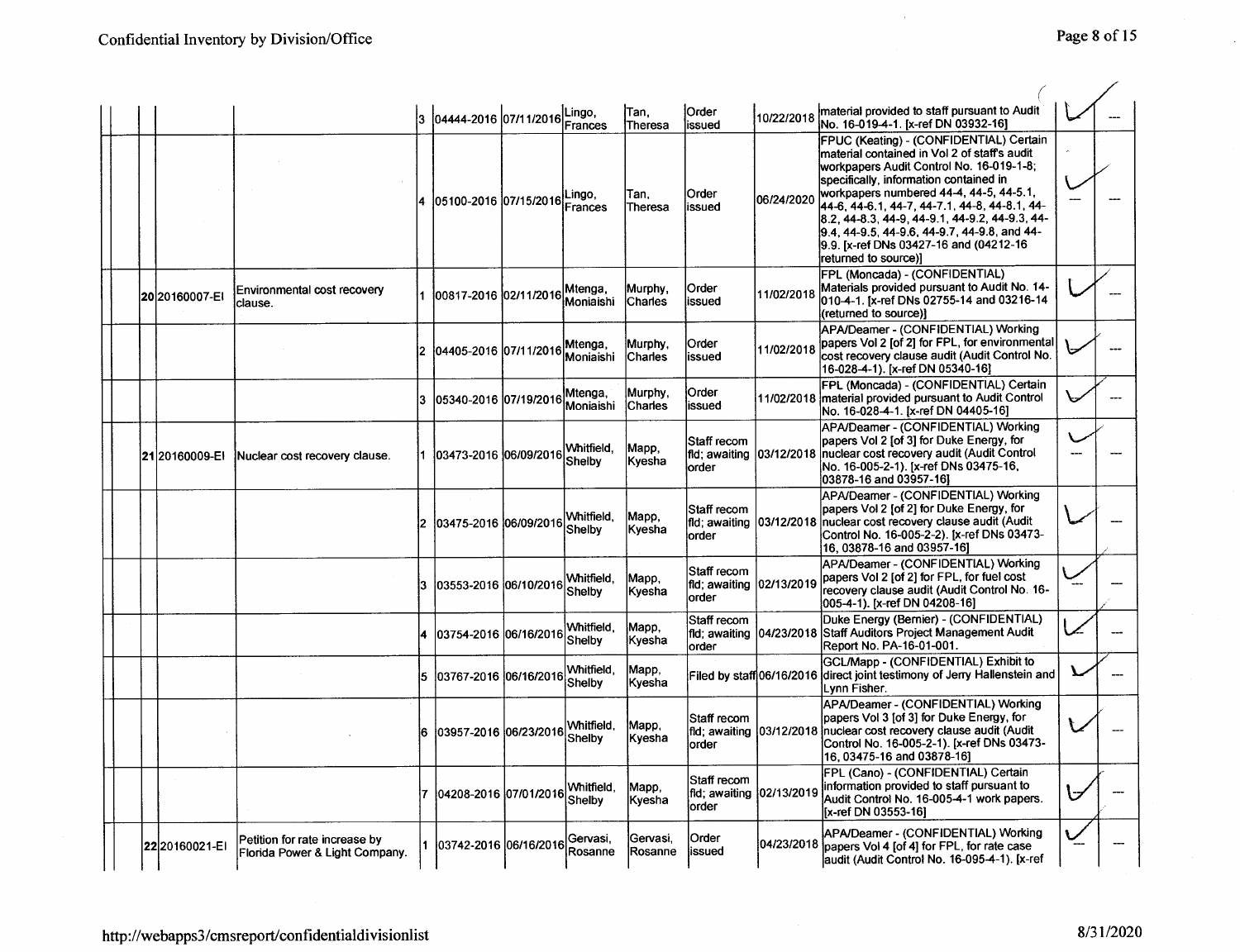| | | | | | | | | | | | | |
|---|---|---|---|---|---|---|---|---|---|---|---|---|
| | | | 3 | 04444-2016 | 07/11/2016 | Lingo, Frances | Tan, Theresa | Order issued | 10/22/2018 | material provided to staff pursuant to Audit No. 16-019-4-1. [x-ref DN 03932-16] | ✓ | --- |
| | | | 4 | 05100-2016 | 07/15/2016 | Lingo, Frances | Tan, Theresa | Order issued | 06/24/2020 | FPUC (Keating) - (CONFIDENTIAL) Certain material contained in Vol 2 of staff's audit workpapers Audit Control No. 16-019-1-8; specifically, information contained in workpapers numbered 44-4, 44-5, 44-5.1, 44-6, 44-6.1, 44-7, 44-7.1, 44-8, 44-8.1, 44-8.2, 44-8.3, 44-9, 44-9.1, 44-9.2, 44-9.3, 44-9.4, 44-9.5, 44-9.6, 44-9.7, 44-9.8, and 44-9.9. [x-ref DNs 03427-16 and (04212-16 returned to source)] | ✓ --- | --- |
| | 20 | 20160007-EI | Environmental cost recovery clause. | 1 | 00817-2016 | 02/11/2016 | Mtenga, Moniaishi | Murphy, Charles | Order issued | 11/02/2018 | FPL (Moncada) - (CONFIDENTIAL) Materials provided pursuant to Audit No. 14-010-4-1. [x-ref DNs 02755-14 and 03216-14 (returned to source)] | ✓ | --- |
| | | | 2 | 04405-2016 | 07/11/2016 | Mtenga, Moniaishi | Murphy, Charles | Order issued | 11/02/2018 | APA/Deamer - (CONFIDENTIAL) Working papers Vol 2 [of 2] for FPL, for environmental cost recovery clause audit (Audit Control No. 16-028-4-1). [x-ref DN 05340-16] | ✓ | --- |
| | | | 3 | 05340-2016 | 07/19/2016 | Mtenga, Moniaishi | Murphy, Charles | Order issued | 11/02/2018 | FPL (Moncada) - (CONFIDENTIAL) Certain material provided pursuant to Audit Control No. 16-028-4-1. [x-ref DN 04405-16] | ✓ | --- |
| | 21 | 20160009-EI | Nuclear cost recovery clause. | 1 | 03473-2016 | 06/09/2016 | Whitfield, Shelby | Mapp, Kyesha | Staff recom fld; awaiting order | 03/12/2018 | APA/Deamer - (CONFIDENTIAL) Working papers Vol 2 [of 3] for Duke Energy, for nuclear cost recovery audit (Audit Control No. 16-005-2-1). [x-ref DNs 03475-16, 03878-16 and 03957-16] | ✓ --- | --- |
| | | | 2 | 03475-2016 | 06/09/2016 | Whitfield, Shelby | Mapp, Kyesha | Staff recom fld; awaiting order | 03/12/2018 | APA/Deamer - (CONFIDENTIAL) Working papers Vol 2 [of 2] for Duke Energy, for nuclear cost recovery clause audit (Audit Control No. 16-005-2-2). [x-ref DNs 03473-16, 03878-16 and 03957-16] | ✓ | --- |
| | | | 3 | 03553-2016 | 06/10/2016 | Whitfield, Shelby | Mapp, Kyesha | Staff recom fld; awaiting order | 02/13/2019 | APA/Deamer - (CONFIDENTIAL) Working papers Vol 2 [of 2] for FPL, for fuel cost recovery clause audit (Audit Control No. 16-005-4-1). [x-ref DN 04208-16] | ✓ --- | --- |
| | | | 4 | 03754-2016 | 06/16/2016 | Whitfield, Shelby | Mapp, Kyesha | Staff recom fld; awaiting order | 04/23/2018 | Duke Energy (Bernier) - (CONFIDENTIAL) Staff Auditors Project Management Audit Report No. PA-16-01-001. | ✓ | --- |
| | | | 5 | 03767-2016 | 06/16/2016 | Whitfield, Shelby | Mapp, Kyesha | Filed by staff | 06/16/2016 | GCL/Mapp - (CONFIDENTIAL) Exhibit to direct joint testimony of Jerry Hallenstein and Lynn Fisher. | ✓ | --- |
| | | | 6 | 03957-2016 | 06/23/2016 | Whitfield, Shelby | Mapp, Kyesha | Staff recom fld; awaiting order | 03/12/2018 | APA/Deamer - (CONFIDENTIAL) Working papers Vol 3 [of 3] for Duke Energy, for nuclear cost recovery clause audit (Audit Control No. 16-005-2-1). [x-ref DNs 03473-16, 03475-16 and 03878-16] | ✓ | --- |
| | | | 7 | 04208-2016 | 07/01/2016 | Whitfield, Shelby | Mapp, Kyesha | Staff recom fld; awaiting order | 02/13/2019 | FPL (Cano) - (CONFIDENTIAL) Certain information provided to staff pursuant to Audit Control No. 16-005-4-1 work papers. [x-ref DN 03553-16] | ✓ | --- |
| | 22 | 20160021-EI | Petition for rate increase by Florida Power & Light Company. | 1 | 03742-2016 | 06/16/2016 | Gervasi, Rosanne | Gervasi, Rosanne | Order issued | 04/23/2018 | APA/Deamer - (CONFIDENTIAL) Working papers Vol 4 [of 4] for FPL, for rate case audit (Audit Control No. 16-095-4-1). [x-ref | ✓ --- | --- |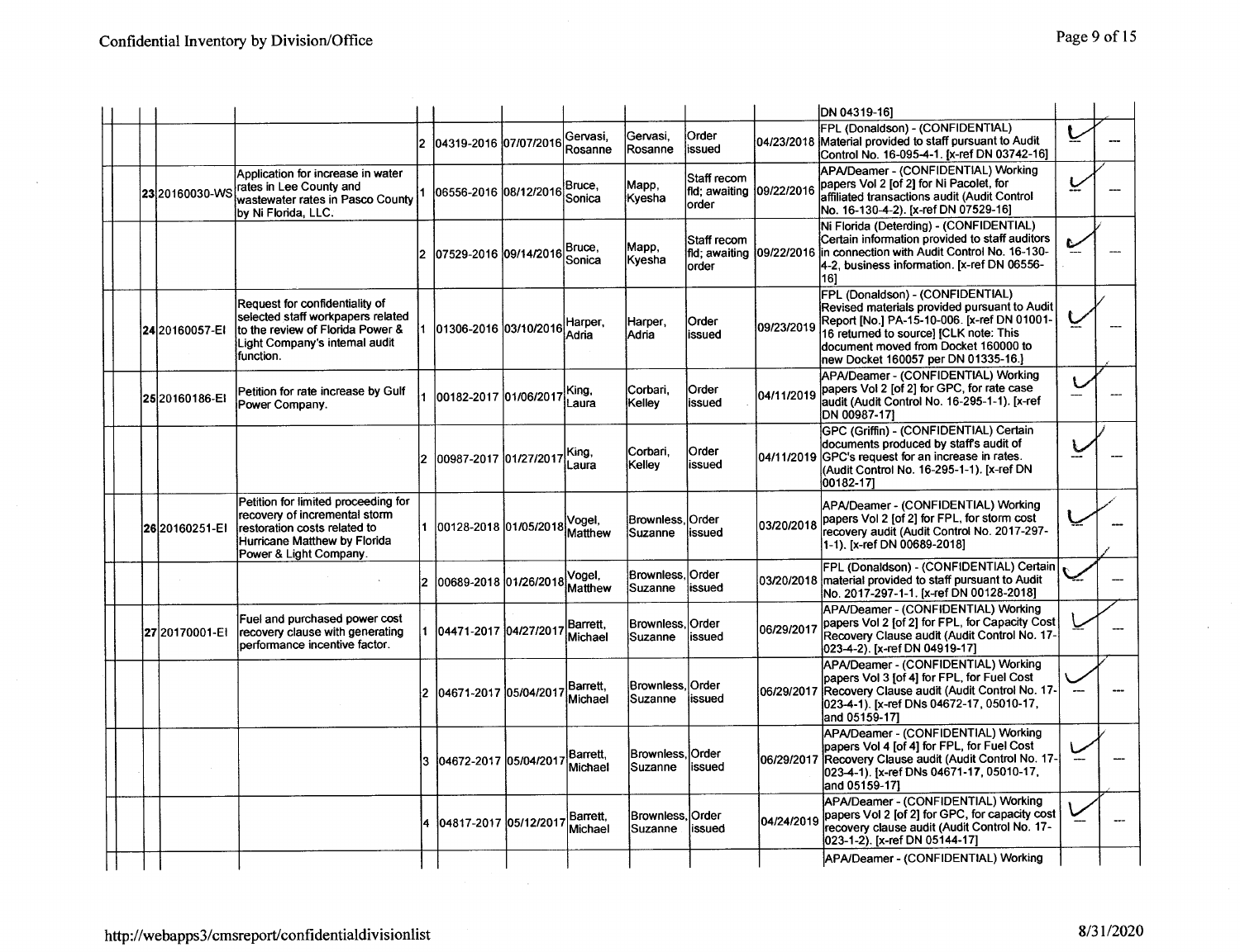| | | | | | | | | | | | | |
|---|---|---|---|---|---|---|---|---|---|---|---|---|
| | | | | | | | | | | DN 04319-16] | | |
| | | | 2 | 04319-2016 | 07/07/2016 | Gervasi, Rosanne | Gervasi, Rosanne | Order issued | 04/23/2018 | FPL (Donaldson) - (CONFIDENTIAL) Material provided to staff pursuant to Audit Control No. 16-095-4-1. [x-ref DN 03742-16] | ✓ | --- |
| 23 | 20160030-WS | Application for increase in water rates in Lee County and wastewater rates in Pasco County by Ni Florida, LLC. | 1 | 06556-2016 | 08/12/2016 | Bruce, Sonica | Mapp, Kyesha | Staff recom fld; awaiting order | 09/22/2016 | APA/Deamer - (CONFIDENTIAL) Working papers Vol 2 [of 2] for Ni Pacolet, for affiliated transactions audit (Audit Control No. 16-130-4-2). [x-ref DN 07529-16] | ✓ | --- |
| | | | 2 | 07529-2016 | 09/14/2016 | Bruce, Sonica | Mapp, Kyesha | Staff recom fld; awaiting order | 09/22/2016 | Ni Florida (Deterding) - (CONFIDENTIAL) Certain information provided to staff auditors in connection with Audit Control No. 16-130-4-2, business information. [x-ref DN 06556-16] | ✓ | --- |
| 24 | 20160057-EI | Request for confidentiality of selected staff workpapers related to the review of Florida Power & Light Company's internal audit function. | 1 | 01306-2016 | 03/10/2016 | Harper, Adria | Harper, Adria | Order issued | 09/23/2019 | FPL (Donaldson) - (CONFIDENTIAL) Revised materials provided pursuant to Audit Report [No.] PA-15-10-006. [x-ref DN 01001-16 returned to source] [CLK note: This document moved from Docket 160000 to new Docket 160057 per DN 01335-16.] | ✓ | --- |
| 25 | 20160186-EI | Petition for rate increase by Gulf Power Company. | 1 | 00182-2017 | 01/06/2017 | King, Laura | Corbari, Kelley | Order issued | 04/11/2019 | APA/Deamer - (CONFIDENTIAL) Working papers Vol 2 [of 2] for GPC, for rate case audit (Audit Control No. 16-295-1-1). [x-ref DN 00987-17] | ✓ | --- |
| | | | 2 | 00987-2017 | 01/27/2017 | King, Laura | Corbari, Kelley | Order issued | 04/11/2019 | GPC (Griffin) - (CONFIDENTIAL) Certain documents produced by staff's audit of GPC's request for an increase in rates. (Audit Control No. 16-295-1-1). [x-ref DN 00182-17] | ✓ | --- |
| 26 | 20160251-EI | Petition for limited proceeding for recovery of incremental storm restoration costs related to Hurricane Matthew by Florida Power & Light Company. | 1 | 00128-2018 | 01/05/2018 | Vogel, Matthew | Brownless, Suzanne | Order issued | 03/20/2018 | APA/Deamer - (CONFIDENTIAL) Working papers Vol 2 [of 2] for FPL, for storm cost recovery audit (Audit Control No. 2017-297-1-1). [x-ref DN 00689-2018] | ✓ | --- |
| | | | 2 | 00689-2018 | 01/26/2018 | Vogel, Matthew | Brownless, Suzanne | Order issued | 03/20/2018 | FPL (Donaldson) - (CONFIDENTIAL) Certain material provided to staff pursuant to Audit No. 2017-297-1-1. [x-ref DN 00128-2018] | ✓ | --- |
| 27 | 20170001-EI | Fuel and purchased power cost recovery clause with generating performance incentive factor. | 1 | 04471-2017 | 04/27/2017 | Barrett, Michael | Brownless, Suzanne | Order issued | 06/29/2017 | APA/Deamer - (CONFIDENTIAL) Working papers Vol 2 [of 2] for FPL, for Capacity Cost Recovery Clause audit (Audit Control No. 17-023-4-2). [x-ref DN 04919-17] | ✓ | --- |
| | | | 2 | 04671-2017 | 05/04/2017 | Barrett, Michael | Brownless, Suzanne | Order issued | 06/29/2017 | APA/Deamer - (CONFIDENTIAL) Working papers Vol 3 [of 4] for FPL, for Fuel Cost Recovery Clause audit (Audit Control No. 17-023-4-1). [x-ref DNs 04672-17, 05010-17, and 05159-17] | ✓ | --- |
| | | | 3 | 04672-2017 | 05/04/2017 | Barrett, Michael | Brownless, Suzanne | Order issued | 06/29/2017 | APA/Deamer - (CONFIDENTIAL) Working papers Vol 4 [of 4] for FPL, for Fuel Cost Recovery Clause audit (Audit Control No. 17-023-4-1). [x-ref DNs 04671-17, 05010-17, and 05159-17] | ✓ | --- |
| | | | 4 | 04817-2017 | 05/12/2017 | Barrett, Michael | Brownless, Suzanne | Order issued | 04/24/2019 | APA/Deamer - (CONFIDENTIAL) Working papers Vol 2 [of 2] for GPC, for capacity cost recovery clause audit (Audit Control No. 17-023-1-2). [x-ref DN 05144-17] | ✓ | --- |
| | | | | | | | | | | APA/Deamer - (CONFIDENTIAL) Working | | |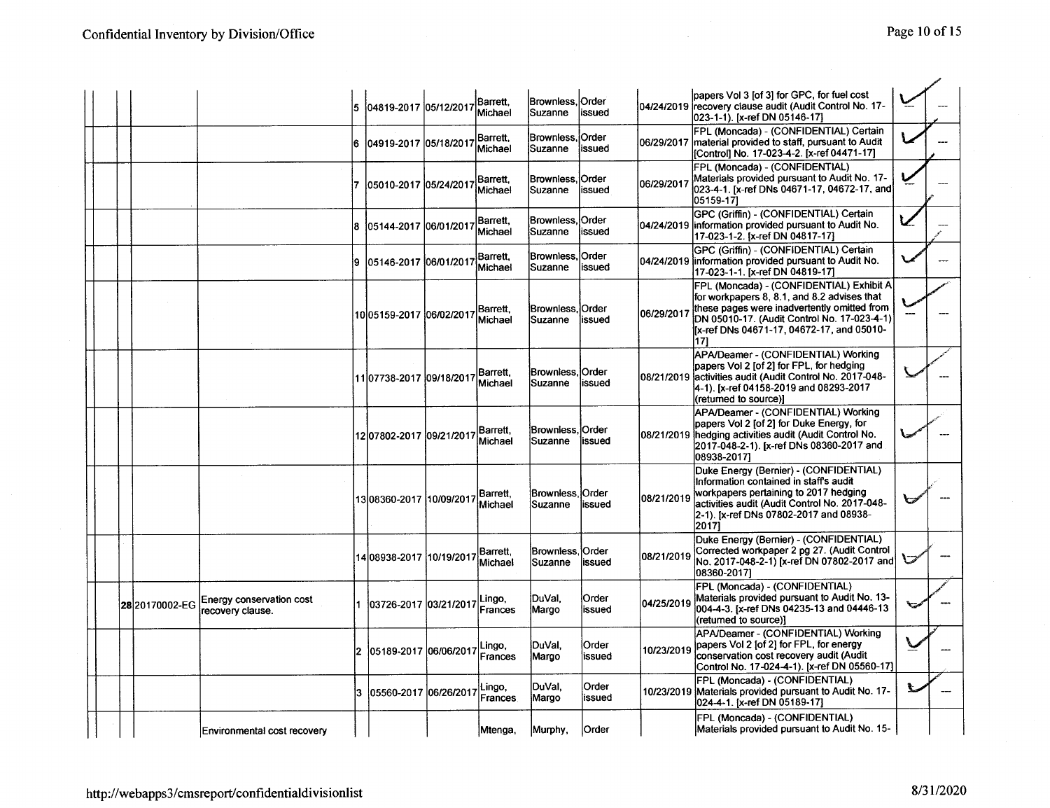| | | | | # | Document No. | Date | Staff | Supervisor | Status | Date | Description | | |
|---|---|---|---|---|---|---|---|---|---|---|---|---|---|
| | | | | 5 | 04819-2017 | 05/12/2017 | Barrett, Michael | Brownless, Suzanne | Order issued | 04/24/2019 | papers Vol 3 [of 3] for GPC, for fuel cost recovery clause audit (Audit Control No. 17-023-1-1). [x-ref DN 05146-17] | ✓ | --- |
| | | | | 6 | 04919-2017 | 05/18/2017 | Barrett, Michael | Brownless, Suzanne | Order issued | 06/29/2017 | FPL (Moncada) - (CONFIDENTIAL) Certain material provided to staff, pursuant to Audit [Control] No. 17-023-4-2. [x-ref 04471-17] | ✓ | --- |
| | | | | 7 | 05010-2017 | 05/24/2017 | Barrett, Michael | Brownless, Suzanne | Order issued | 06/29/2017 | FPL (Moncada) - (CONFIDENTIAL) Materials provided pursuant to Audit No. 17-023-4-1. [x-ref DNs 04671-17, 04672-17, and 05159-17] | ✓ | --- |
| | | | | 8 | 05144-2017 | 06/01/2017 | Barrett, Michael | Brownless, Suzanne | Order issued | 04/24/2019 | GPC (Griffin) - (CONFIDENTIAL) Certain information provided pursuant to Audit No. 17-023-1-2. [x-ref DN 04817-17] | ✓ | --- |
| | | | | 9 | 05146-2017 | 06/01/2017 | Barrett, Michael | Brownless, Suzanne | Order issued | 04/24/2019 | GPC (Griffin) - (CONFIDENTIAL) Certain information provided pursuant to Audit No. 17-023-1-1. [x-ref DN 04819-17] | ✓ | --- |
| | | | | 10 | 05159-2017 | 06/02/2017 | Barrett, Michael | Brownless, Suzanne | Order issued | 06/29/2017 | FPL (Moncada) - (CONFIDENTIAL) Exhibit A for workpapers 8, 8.1, and 8.2 advises that these pages were inadvertently omitted from DN 05010-17. (Audit Control No. 17-023-4-1) [x-ref DNs 04671-17, 04672-17, and 05010-17] | ✓ | --- |
| | | | | 11 | 07738-2017 | 09/18/2017 | Barrett, Michael | Brownless, Suzanne | Order issued | 08/21/2019 | APA/Deamer - (CONFIDENTIAL) Working papers Vol 2 [of 2] for FPL, for hedging activities audit (Audit Control No. 2017-048-4-1). [x-ref 04158-2019 and 08293-2017 (returned to source)] | ✓ | --- |
| | | | | 12 | 07802-2017 | 09/21/2017 | Barrett, Michael | Brownless, Suzanne | Order issued | 08/21/2019 | APA/Deamer - (CONFIDENTIAL) Working papers Vol 2 [of 2] for Duke Energy, for hedging activities audit (Audit Control No. 2017-048-2-1). [x-ref DNs 08360-2017 and 08938-2017] | ✓ | --- |
| | | | | 13 | 08360-2017 | 10/09/2017 | Barrett, Michael | Brownless, Suzanne | Order issued | 08/21/2019 | Duke Energy (Bernier) - (CONFIDENTIAL) Information contained in staff's audit workpapers pertaining to 2017 hedging activities audit (Audit Control No. 2017-048-2-1). [x-ref DNs 07802-2017 and 08938-2017] | ✓ | --- |
| | | | | 14 | 08938-2017 | 10/19/2017 | Barrett, Michael | Brownless, Suzanne | Order issued | 08/21/2019 | Duke Energy (Bernier) - (CONFIDENTIAL) Corrected workpaper 2 pg 27. (Audit Control No. 2017-048-2-1) [x-ref DN 07802-2017 and 08360-2017] | ✓ | --- |
| | 28 | 20170002-EG | Energy conservation cost recovery clause. | 1 | 03726-2017 | 03/21/2017 | Lingo, Frances | DuVal, Margo | Order issued | 04/25/2019 | FPL (Moncada) - (CONFIDENTIAL) Materials provided pursuant to Audit No. 13-004-4-3. [x-ref DNs 04235-13 and 04446-13 (returned to source)] | ✓ | --- |
| | | | | 2 | 05189-2017 | 06/06/2017 | Lingo, Frances | DuVal, Margo | Order issued | 10/23/2019 | APA/Deamer - (CONFIDENTIAL) Working papers Vol 2 [of 2] for FPL, for energy conservation cost recovery audit (Audit Control No. 17-024-4-1). [x-ref DN 05560-17] | ✓ | --- |
| | | | | 3 | 05560-2017 | 06/26/2017 | Lingo, Frances | DuVal, Margo | Order issued | 10/23/2019 | FPL (Moncada) - (CONFIDENTIAL) Materials provided pursuant to Audit No. 17-024-4-1. [x-ref DN 05189-17] | ✓ | --- |
| | | | Environmental cost recovery | | | | Mtenga, | Murphy, | Order | | FPL (Moncada) - (CONFIDENTIAL) Materials provided pursuant to Audit No. 15- | | |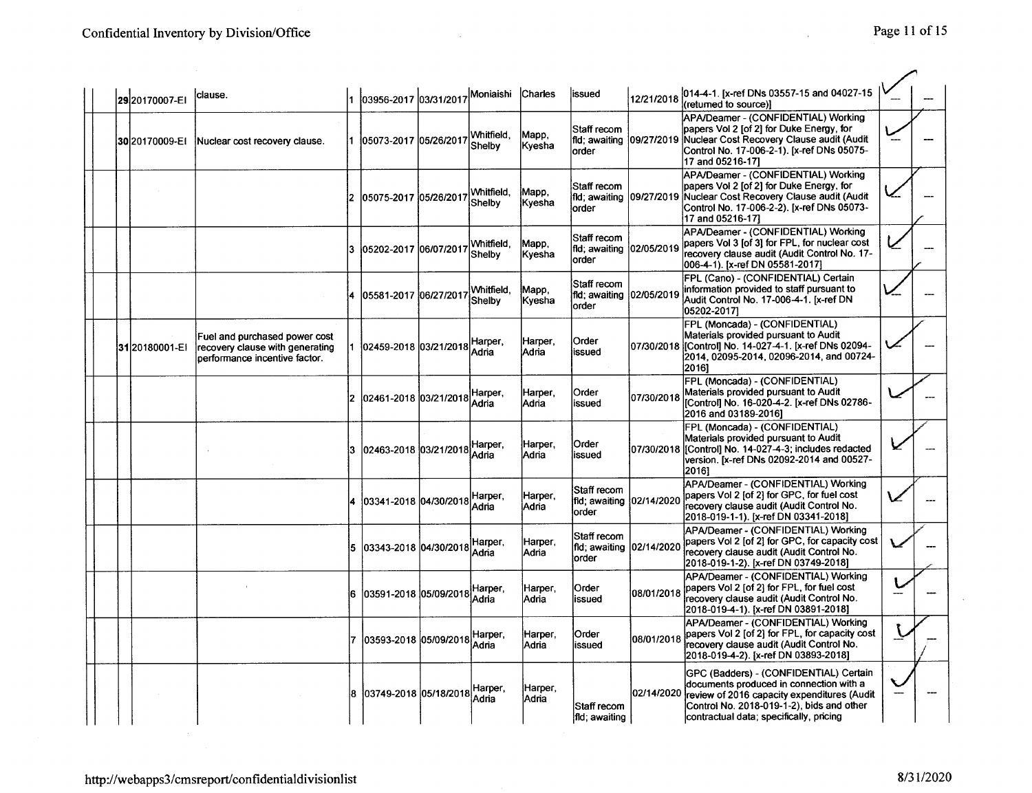| | # | Docket | Title | Seq | Document No. | Filed | Staff | Contact | Status | Date | Description | | |
|---|---|---|---|---|---|---|---|---|---|---|---|---|---|
| | 29 | 20170007-EI | clause. | 1 | 03956-2017 | 03/31/2017 | Moniaishi | Charles | issued | 12/21/2018 | 014-4-1. [x-ref DNs 03557-15 and 04027-15 (returned to source)] | ✓ | --- |
| | 30 | 20170009-EI | Nuclear cost recovery clause. | 1 | 05073-2017 | 05/26/2017 | Whitfield, Shelby | Mapp, Kyesha | Staff recom fld; awaiting order | 09/27/2019 | APA/Deamer - (CONFIDENTIAL) Working papers Vol 2 [of 2] for Duke Energy, for Nuclear Cost Recovery Clause audit (Audit Control No. 17-006-2-1). [x-ref DNs 05075-17 and 05216-17] | ✓ | --- |
| | | | | 2 | 05075-2017 | 05/26/2017 | Whitfield, Shelby | Mapp, Kyesha | Staff recom fld; awaiting order | 09/27/2019 | APA/Deamer - (CONFIDENTIAL) Working papers Vol 2 [of 2] for Duke Energy, for Nuclear Cost Recovery Clause audit (Audit Control No. 17-006-2-2). [x-ref DNs 05073-17 and 05216-17] | ✓ | --- |
| | | | | 3 | 05202-2017 | 06/07/2017 | Whitfield, Shelby | Mapp, Kyesha | Staff recom fld; awaiting order | 02/05/2019 | APA/Deamer - (CONFIDENTIAL) Working papers Vol 3 [of 3] for FPL, for nuclear cost recovery clause audit (Audit Control No. 17-006-4-1). [x-ref DN 05581-2017] | ✓ | --- |
| | | | | 4 | 05581-2017 | 06/27/2017 | Whitfield, Shelby | Mapp, Kyesha | Staff recom fld; awaiting order | 02/05/2019 | FPL (Cano) - (CONFIDENTIAL) Certain information provided to staff pursuant to Audit Control No. 17-006-4-1. [x-ref DN 05202-2017] | ✓ | --- |
| | 31 | 20180001-EI | Fuel and purchased power cost recovery clause with generating performance incentive factor. | 1 | 02459-2018 | 03/21/2018 | Harper, Adria | Harper, Adria | Order issued | 07/30/2018 | FPL (Moncada) - (CONFIDENTIAL) Materials provided pursuant to Audit [Control] No. 14-027-4-1. [x-ref DNs 02094-2014, 02095-2014, 02096-2014, and 00724-2016] | ✓ | --- |
| | | | | 2 | 02461-2018 | 03/21/2018 | Harper, Adria | Harper, Adria | Order issued | 07/30/2018 | FPL (Moncada) - (CONFIDENTIAL) Materials provided pursuant to Audit [Control] No. 16-020-4-2. [x-ref DNs 02786-2016 and 03189-2016] | ✓ | --- |
| | | | | 3 | 02463-2018 | 03/21/2018 | Harper, Adria | Harper, Adria | Order issued | 07/30/2018 | FPL (Moncada) - (CONFIDENTIAL) Materials provided pursuant to Audit [Control] No. 14-027-4-3; includes redacted version. [x-ref DNs 02092-2014 and 00527-2016] | ✓ | --- |
| | | | | 4 | 03341-2018 | 04/30/2018 | Harper, Adria | Harper, Adria | Staff recom fld; awaiting order | 02/14/2020 | APA/Deamer - (CONFIDENTIAL) Working papers Vol 2 [of 2] for GPC, for fuel cost recovery clause audit (Audit Control No. 2018-019-1-1). [x-ref DN 03341-2018] | ✓ | --- |
| | | | | 5 | 03343-2018 | 04/30/2018 | Harper, Adria | Harper, Adria | Staff recom fld; awaiting order | 02/14/2020 | APA/Deamer - (CONFIDENTIAL) Working papers Vol 2 [of 2] for GPC, for capacity cost recovery clause audit (Audit Control No. 2018-019-1-2). [x-ref DN 03749-2018] | ✓ | --- |
| | | | | 6 | 03591-2018 | 05/09/2018 | Harper, Adria | Harper, Adria | Order issued | 08/01/2018 | APA/Deamer - (CONFIDENTIAL) Working papers Vol 2 [of 2] for FPL, for fuel cost recovery clause audit (Audit Control No. 2018-019-4-1). [x-ref DN 03891-2018] | ✓ | --- |
| | | | | 7 | 03593-2018 | 05/09/2018 | Harper, Adria | Harper, Adria | Order issued | 08/01/2018 | APA/Deamer - (CONFIDENTIAL) Working papers Vol 2 [of 2] for FPL, for capacity cost recovery clause audit (Audit Control No. 2018-019-4-2). [x-ref DN 03893-2018] | ✓ | --- |
| | | | | 8 | 03749-2018 | 05/18/2018 | Harper, Adria | Harper, Adria | Staff recom fld; awaiting | 02/14/2020 | GPC (Badders) - (CONFIDENTIAL) Certain documents produced in connection with a review of 2016 capacity expenditures (Audit Control No. 2018-019-1-2), bids and other contractual data; specifically, pricing | ✓ | --- |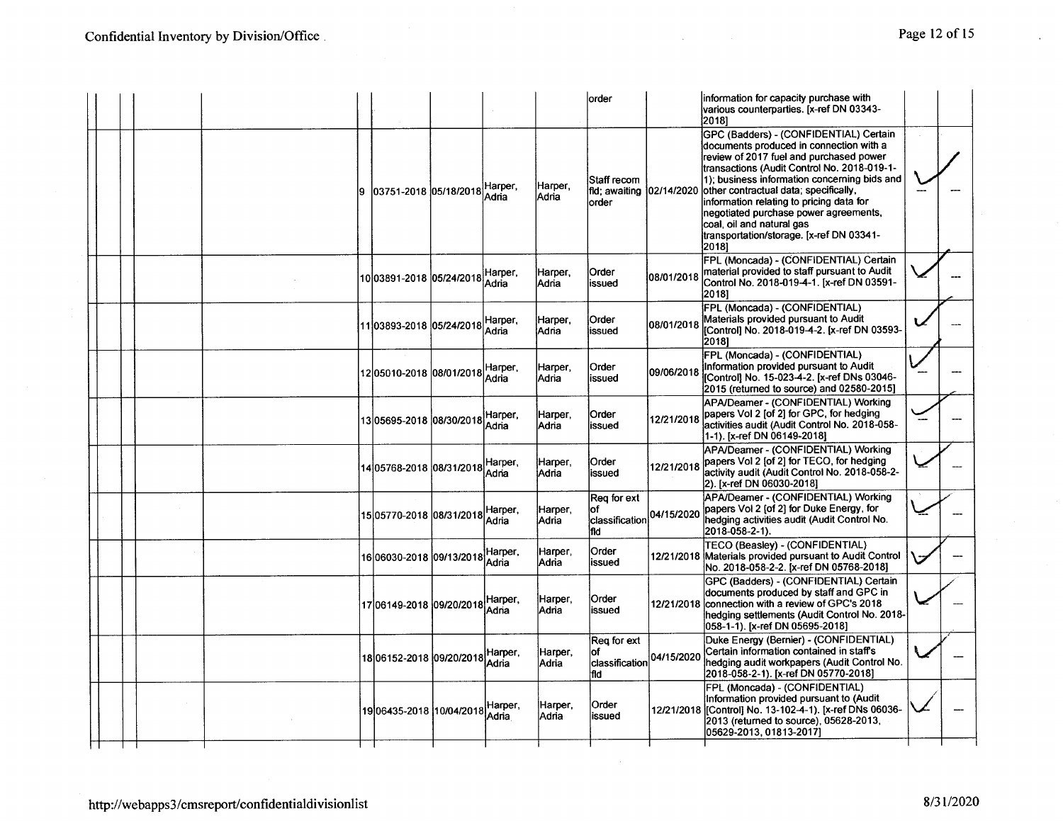| | | | | | # | DN | Date | | | Status | Date | Description | | |
|---|---|---|---|---|---|---|---|---|---|---|---|---|---|---|
| | | | | | | | | | | order | | information for capacity purchase with various counterparties. [x-ref DN 03343-2018] | | |
| | | | | | 9 | 03751-2018 | 05/18/2018 | Harper, Adria | Harper, Adria | Staff recom fld; awaiting order | 02/14/2020 | GPC (Badders) - (CONFIDENTIAL) Certain documents produced in connection with a review of 2017 fuel and purchased power transactions (Audit Control No. 2018-019-1-1); business information concerning bids and other contractual data; specifically, information relating to pricing data for negotiated purchase power agreements, coal, oil and natural gas transportation/storage. [x-ref DN 03341-2018] | ✓ | — |
| | | | | | 10 | 03891-2018 | 05/24/2018 | Harper, Adria | Harper, Adria | Order issued | 08/01/2018 | FPL (Moncada) - (CONFIDENTIAL) Certain material provided to staff pursuant to Audit Control No. 2018-019-4-1. [x-ref DN 03591-2018] | ✓ | — |
| | | | | | 11 | 03893-2018 | 05/24/2018 | Harper, Adria | Harper, Adria | Order issued | 08/01/2018 | FPL (Moncada) - (CONFIDENTIAL) Materials provided pursuant to Audit [Control] No. 2018-019-4-2. [x-ref DN 03593-2018] | ✓ | — |
| | | | | | 12 | 05010-2018 | 08/01/2018 | Harper, Adria | Harper, Adria | Order issued | 09/06/2018 | FPL (Moncada) - (CONFIDENTIAL) Information provided pursuant to Audit [Control] No. 15-023-4-2. [x-ref DNs 03046-2015 (returned to source) and 02580-2015] | ✓ | — |
| | | | | | 13 | 05695-2018 | 08/30/2018 | Harper, Adria | Harper, Adria | Order issued | 12/21/2018 | APA/Deamer - (CONFIDENTIAL) Working papers Vol 2 [of 2] for GPC, for hedging activities audit (Audit Control No. 2018-058-1-1). [x-ref DN 06149-2018] | ✓ | — |
| | | | | | 14 | 05768-2018 | 08/31/2018 | Harper, Adria | Harper, Adria | Order issued | 12/21/2018 | APA/Deamer - (CONFIDENTIAL) Working papers Vol 2 [of 2] for TECO, for hedging activity audit (Audit Control No. 2018-058-2-2). [x-ref DN 06030-2018] | ✓ | — |
| | | | | | 15 | 05770-2018 | 08/31/2018 | Harper, Adria | Harper, Adria | Req for ext of classification fld | 04/15/2020 | APA/Deamer - (CONFIDENTIAL) Working papers Vol 2 [of 2] for Duke Energy, for hedging activities audit (Audit Control No. 2018-058-2-1). | ✓ | — |
| | | | | | 16 | 06030-2018 | 09/13/2018 | Harper, Adria | Harper, Adria | Order issued | 12/21/2018 | TECO (Beasley) - (CONFIDENTIAL) Materials provided pursuant to Audit Control No. 2018-058-2-2. [x-ref DN 05768-2018] | ✓ | — |
| | | | | | 17 | 06149-2018 | 09/20/2018 | Harper, Adria | Harper, Adria | Order issued | 12/21/2018 | GPC (Badders) - (CONFIDENTIAL) Certain documents produced by staff and GPC in connection with a review of GPC's 2018 hedging settlements (Audit Control No. 2018-058-1-1). [x-ref DN 05695-2018] | ✓ | — |
| | | | | | 18 | 06152-2018 | 09/20/2018 | Harper, Adria | Harper, Adria | Req for ext of classification fld | 04/15/2020 | Duke Energy (Bernier) - (CONFIDENTIAL) Certain information contained in staff's hedging audit workpapers (Audit Control No. 2018-058-2-1). [x-ref DN 05770-2018] | ✓ | — |
| | | | | | 19 | 06435-2018 | 10/04/2018 | Harper, Adria | Harper, Adria | Order issued | 12/21/2018 | FPL (Moncada) - (CONFIDENTIAL) Information provided pursuant to (Audit [Control] No. 13-102-4-1). [x-ref DNs 06036-2013 (returned to source), 05628-2013, 05629-2013, 01813-2017] | ✓ | — |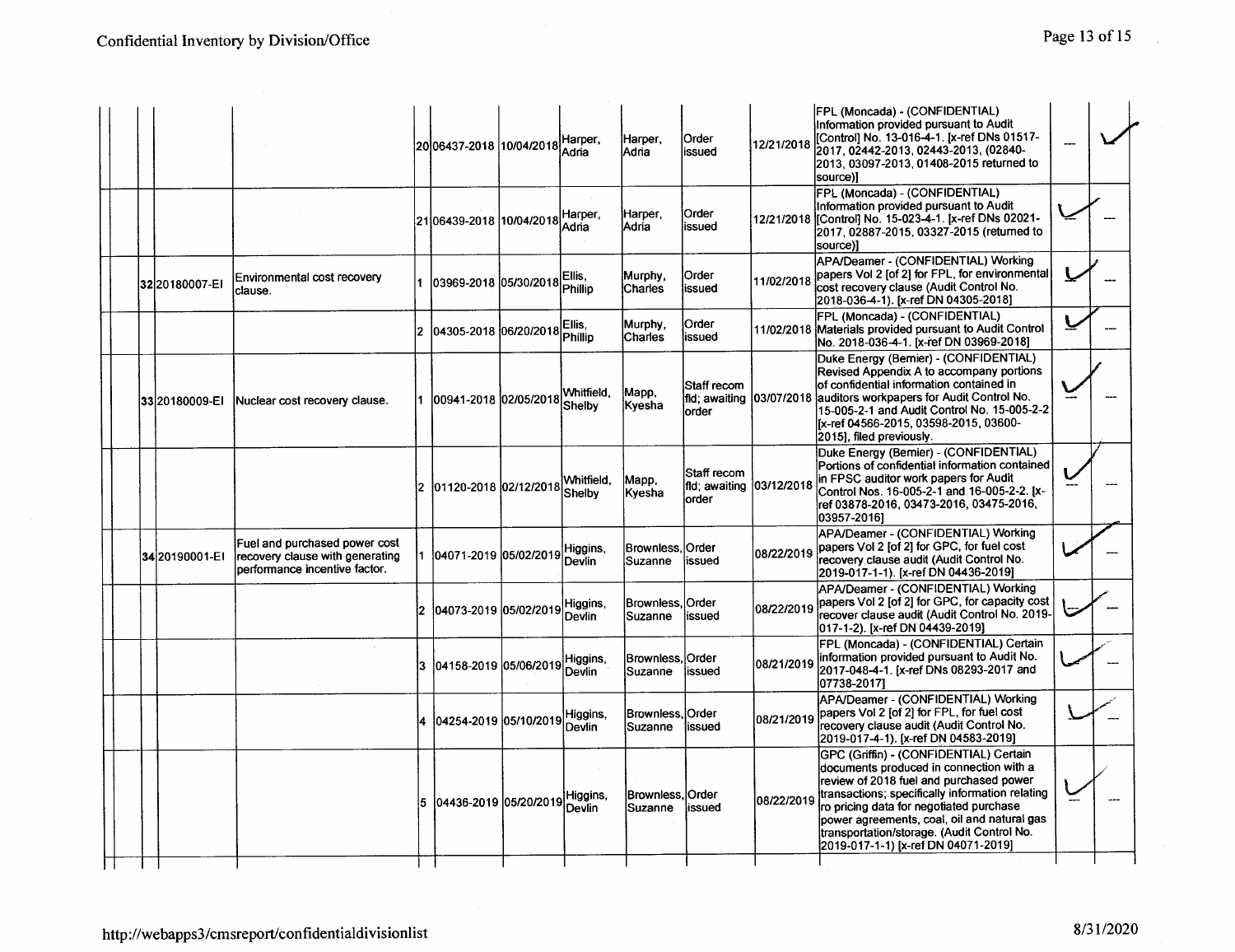| | | | | | | | | | | | | |
|---|---|---|---|---|---|---|---|---|---|---|---|---|
| | | | 20 | 06437-2018 | 10/04/2018 | Harper, Adria | Harper, Adria | Order issued | 12/21/2018 | FPL (Moncada) - (CONFIDENTIAL) Information provided pursuant to Audit [Control] No. 13-016-4-1. [x-ref DNs 01517-2017, 02442-2013, 02443-2013, (02840-2013, 03097-2013, 01408-2015 returned to source)] | — | ✓ |
| | | | 21 | 06439-2018 | 10/04/2018 | Harper, Adria | Harper, Adria | Order issued | 12/21/2018 | FPL (Moncada) - (CONFIDENTIAL) Information provided pursuant to Audit [Control] No. 15-023-4-1. [x-ref DNs 02021-2017, 02887-2015, 03327-2015 (returned to source)] | ✓ | — |
| 32 | 20180007-EI | Environmental cost recovery clause. | 1 | 03969-2018 | 05/30/2018 | Ellis, Phillip | Murphy, Charles | Order issued | 11/02/2018 | APA/Deamer - (CONFIDENTIAL) Working papers Vol 2 [of 2] for FPL, for environmental cost recovery clause (Audit Control No. 2018-036-4-1). [x-ref DN 04305-2018] | ✓ | — |
| | | | 2 | 04305-2018 | 06/20/2018 | Ellis, Phillip | Murphy, Charles | Order issued | 11/02/2018 | FPL (Moncada) - (CONFIDENTIAL) Materials provided pursuant to Audit Control No. 2018-036-4-1. [x-ref DN 03969-2018] | ✓ | — |
| 33 | 20180009-EI | Nuclear cost recovery clause. | 1 | 00941-2018 | 02/05/2018 | Whitfield, Shelby | Mapp, Kyesha | Staff recom fld; awaiting order | 03/07/2018 | Duke Energy (Bernier) - (CONFIDENTIAL) Revised Appendix A to accompany portions of confidential information contained in auditors workpapers for Audit Control No. 15-005-2-1 and Audit Control No. 15-005-2-2 [x-ref 04566-2015, 03598-2015, 03600-2015], filed previously. | ✓ | — |
| | | | 2 | 01120-2018 | 02/12/2018 | Whitfield, Shelby | Mapp, Kyesha | Staff recom fld; awaiting order | 03/12/2018 | Duke Energy (Bernier) - (CONFIDENTIAL) Portions of confidential information contained in FPSC auditor work papers for Audit Control Nos. 16-005-2-1 and 16-005-2-2. [x-ref 03878-2016, 03473-2016, 03475-2016, 03957-2016] | ✓ | — |
| 34 | 20190001-EI | Fuel and purchased power cost recovery clause with generating performance incentive factor. | 1 | 04071-2019 | 05/02/2019 | Higgins, Devlin | Brownless, Suzanne | Order issued | 08/22/2019 | APA/Deamer - (CONFIDENTIAL) Working papers Vol 2 [of 2] for GPC, for fuel cost recovery clause audit (Audit Control No. 2019-017-1-1). [x-ref DN 04436-2019] | ✓ | — |
| | | | 2 | 04073-2019 | 05/02/2019 | Higgins, Devlin | Brownless, Suzanne | Order issued | 08/22/2019 | APA/Deamer - (CONFIDENTIAL) Working papers Vol 2 [of 2] for GPC, for capacity cost recover clause audit (Audit Control No. 2019-017-1-2). [x-ref DN 04439-2019] | ✓ | — |
| | | | 3 | 04158-2019 | 05/06/2019 | Higgins, Devlin | Brownless, Suzanne | Order issued | 08/21/2019 | FPL (Moncada) - (CONFIDENTIAL) Certain information provided pursuant to Audit No. 2017-048-4-1. [x-ref DNs 08293-2017 and 07738-2017] | ✓ | — |
| | | | 4 | 04254-2019 | 05/10/2019 | Higgins, Devlin | Brownless, Suzanne | Order issued | 08/21/2019 | APA/Deamer - (CONFIDENTIAL) Working papers Vol 2 [of 2] for FPL, for fuel cost recovery clause audit (Audit Control No. 2019-017-4-1). [x-ref DN 04583-2019] | ✓ | — |
| | | | 5 | 04436-2019 | 05/20/2019 | Higgins, Devlin | Brownless, Suzanne | Order issued | 08/22/2019 | GPC (Griffin) - (CONFIDENTIAL) Certain documents produced in connection with a review of 2018 fuel and purchased power transactions; specifically information relating ro pricing data for negotiated purchase power agreements, coal, oil and natural gas transportation/storage. (Audit Control No. 2019-017-1-1) [x-ref DN 04071-2019] | ✓ | — |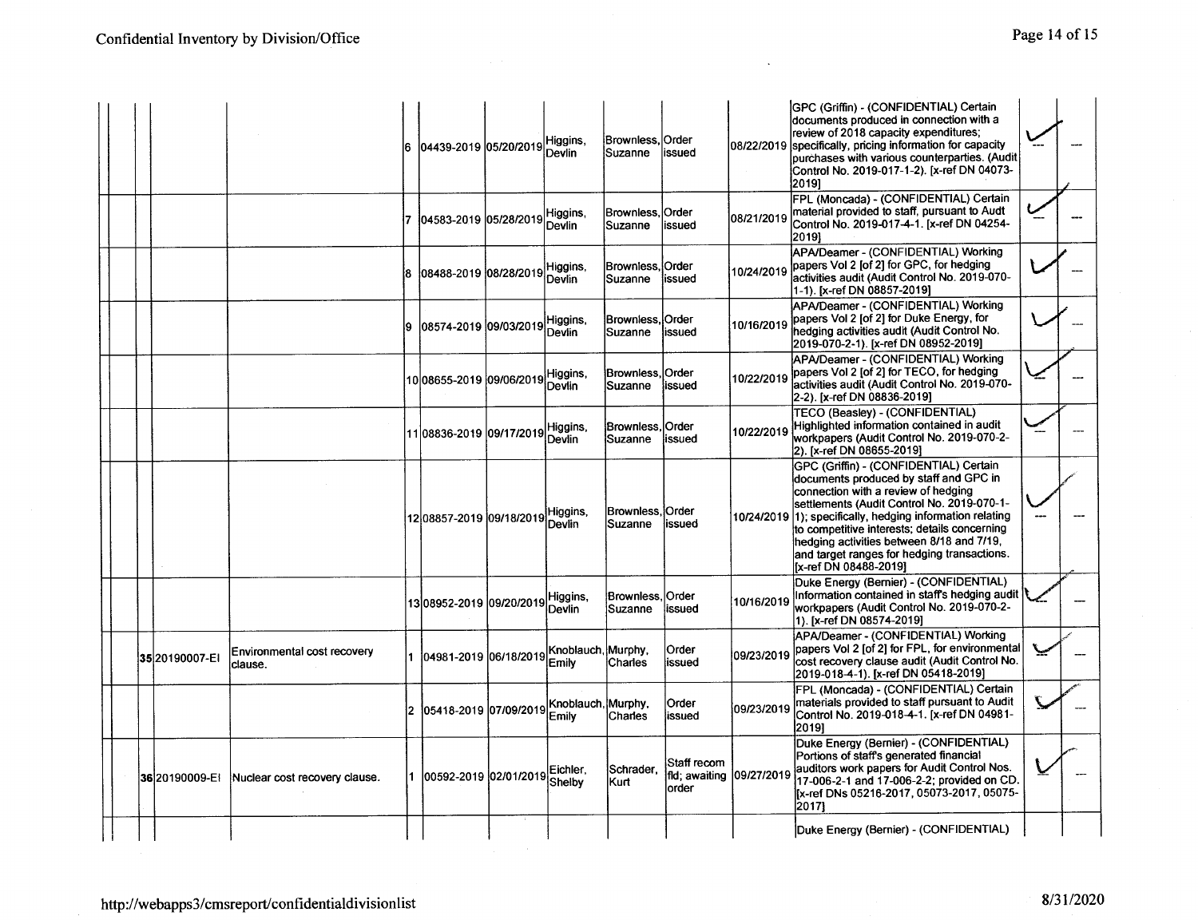| | | | | # | Doc No. | Date | Staff | Attorney | Status | Date | Description | | |
|---|---|---|---|---|---|---|---|---|---|---|---|---|---|
| | | | | 6 | 04439-2019 | 05/20/2019 | Higgins, Devlin | Brownless, Suzanne | Order issued | 08/22/2019 | GPC (Griffin) - (CONFIDENTIAL) Certain documents produced in connection with a review of 2018 capacity expenditures; specifically, pricing information for capacity purchases with various counterparties. (Audit Control No. 2019-017-1-2). [x-ref DN 04073-2019] | ✓ --- | --- |
| | | | | 7 | 04583-2019 | 05/28/2019 | Higgins, Devlin | Brownless, Suzanne | Order issued | 08/21/2019 | FPL (Moncada) - (CONFIDENTIAL) Certain material provided to staff, pursuant to Audit Control No. 2019-017-4-1. [x-ref DN 04254-2019] | ✓ --- | --- |
| | | | | 8 | 08488-2019 | 08/28/2019 | Higgins, Devlin | Brownless, Suzanne | Order issued | 10/24/2019 | APA/Deamer - (CONFIDENTIAL) Working papers Vol 2 [of 2] for GPC, for hedging activities audit (Audit Control No. 2019-070-1-1). [x-ref DN 08857-2019] | ✓ | --- |
| | | | | 9 | 08574-2019 | 09/03/2019 | Higgins, Devlin | Brownless, Suzanne | Order issued | 10/16/2019 | APA/Deamer - (CONFIDENTIAL) Working papers Vol 2 [of 2] for Duke Energy, for hedging activities audit (Audit Control No. 2019-070-2-1). [x-ref DN 08952-2019] | ✓ | --- |
| | | | | 10 | 08655-2019 | 09/06/2019 | Higgins, Devlin | Brownless, Suzanne | Order issued | 10/22/2019 | APA/Deamer - (CONFIDENTIAL) Working papers Vol 2 [of 2] for TECO, for hedging activities audit (Audit Control No. 2019-070-2-2). [x-ref DN 08836-2019] | ✓ --- | --- |
| | | | | 11 | 08836-2019 | 09/17/2019 | Higgins, Devlin | Brownless, Suzanne | Order issued | 10/22/2019 | TECO (Beasley) - (CONFIDENTIAL) Highlighted information contained in audit workpapers (Audit Control No. 2019-070-2-2). [x-ref DN 08655-2019] | ✓ --- | --- |
| | | | | 12 | 08857-2019 | 09/18/2019 | Higgins, Devlin | Brownless, Suzanne | Order issued | 10/24/2019 | GPC (Griffin) - (CONFIDENTIAL) Certain documents produced by staff and GPC in connection with a review of hedging settlements (Audit Control No. 2019-070-1-1); specifically, hedging information relating to competitive interests; details concerning hedging activities between 8/18 and 7/19, and target ranges for hedging transactions. [x-ref DN 08488-2019] | ✓ --- | --- |
| | | | | 13 | 08952-2019 | 09/20/2019 | Higgins, Devlin | Brownless, Suzanne | Order issued | 10/16/2019 | Duke Energy (Bernier) - (CONFIDENTIAL) Information contained in staff's hedging audit workpapers (Audit Control No. 2019-070-2-1). [x-ref DN 08574-2019] | ✓ --- | --- |
| | 35 | 20190007-EI | Environmental cost recovery clause. | 1 | 04981-2019 | 06/18/2019 | Knoblauch, Emily | Murphy, Charles | Order issued | 09/23/2019 | APA/Deamer - (CONFIDENTIAL) Working papers Vol 2 [of 2] for FPL, for environmental cost recovery clause audit (Audit Control No. 2019-018-4-1). [x-ref DN 05418-2019] | ✓ --- | --- |
| | | | | 2 | 05418-2019 | 07/09/2019 | Knoblauch, Emily | Murphy, Charles | Order issued | 09/23/2019 | FPL (Moncada) - (CONFIDENTIAL) Certain materials provided to staff pursuant to Audit Control No. 2019-018-4-1. [x-ref DN 04981-2019] | ✓ | --- |
| | 36 | 20190009-EI | Nuclear cost recovery clause. | 1 | 00592-2019 | 02/01/2019 | Eichler, Shelby | Schrader, Kurt | Staff recom fld; awaiting order | 09/27/2019 | Duke Energy (Bernier) - (CONFIDENTIAL) Portions of staff's generated financial auditors work papers for Audit Control Nos. 17-006-2-1 and 17-006-2-2; provided on CD. [x-ref DNs 05216-2017, 05073-2017, 05075-2017] | ✓ --- | --- |
| | | | | | | | | | | | Duke Energy (Bernier) - (CONFIDENTIAL) | | |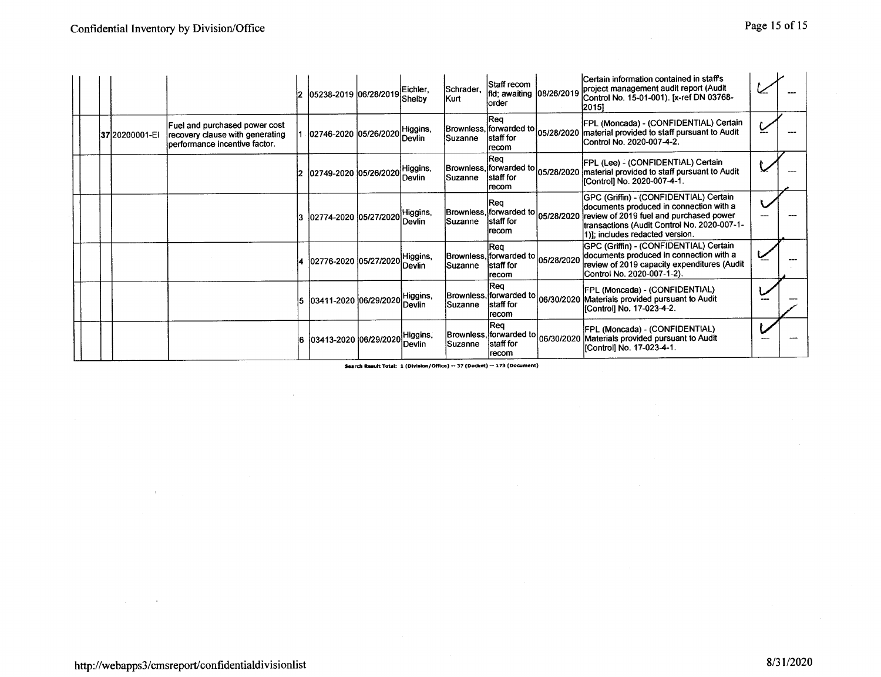| | | | | | | | | | | | | | |
|---|---|---|---|---|---|---|---|---|---|---|---|---|---|
| | | | | 2 | 05238-2019 | 06/28/2019 | Eichler, Shelby | Schrader, Kurt | Staff recom fld; awaiting order | 08/26/2019 | Certain information contained in staff's project management audit report (Audit Control No. 15-01-001). [x-ref DN 03768-2015] | ✓ | --- |
| | | 37 | 20200001-EI | Fuel and purchased power cost recovery clause with generating performance incentive factor. | 1 | 02746-2020 | 05/26/2020 | Higgins, Devlin | Brownless, Suzanne | Req forwarded to staff for recom | 05/28/2020 | FPL (Moncada) - (CONFIDENTIAL) Certain material provided to staff pursuant to Audit Control No. 2020-007-4-2. | ✓ | --- |
| | | | | | 2 | 02749-2020 | 05/26/2020 | Higgins, Devlin | Brownless, Suzanne | Req forwarded to staff for recom | 05/28/2020 | FPL (Lee) - (CONFIDENTIAL) Certain material provided to staff pursuant to Audit [Control] No. 2020-007-4-1. | ✓ | --- |
| | | | | | 3 | 02774-2020 | 05/27/2020 | Higgins, Devlin | Brownless, Suzanne | Req forwarded to staff for recom | 05/28/2020 | GPC (Griffin) - (CONFIDENTIAL) Certain documents produced in connection with a review of 2019 fuel and purchased power transactions (Audit Control No. 2020-007-1-1)]; includes redacted version. | ✓ | --- |
| | | | | | 4 | 02776-2020 | 05/27/2020 | Higgins, Devlin | Brownless, Suzanne | Req forwarded to staff for recom | 05/28/2020 | GPC (Griffin) - (CONFIDENTIAL) Certain documents produced in connection with a review of 2019 capacity expenditures (Audit Control No. 2020-007-1-2). | ✓ | --- |
| | | | | | 5 | 03411-2020 | 06/29/2020 | Higgins, Devlin | Brownless, Suzanne | Req forwarded to staff for recom | 06/30/2020 | FPL (Moncada) - (CONFIDENTIAL) Materials provided pursuant to Audit [Control] No. 17-023-4-2. | ✓ | --- |
| | | | | | 6 | 03413-2020 | 06/29/2020 | Higgins, Devlin | Brownless, Suzanne | Req forwarded to staff for recom | 06/30/2020 | FPL (Moncada) - (CONFIDENTIAL) Materials provided pursuant to Audit [Control] No. 17-023-4-1. | ✓ | --- |

**Search Result Total: 1 (Division/Office) -- 37 (Docket) -- 173 (Document)**